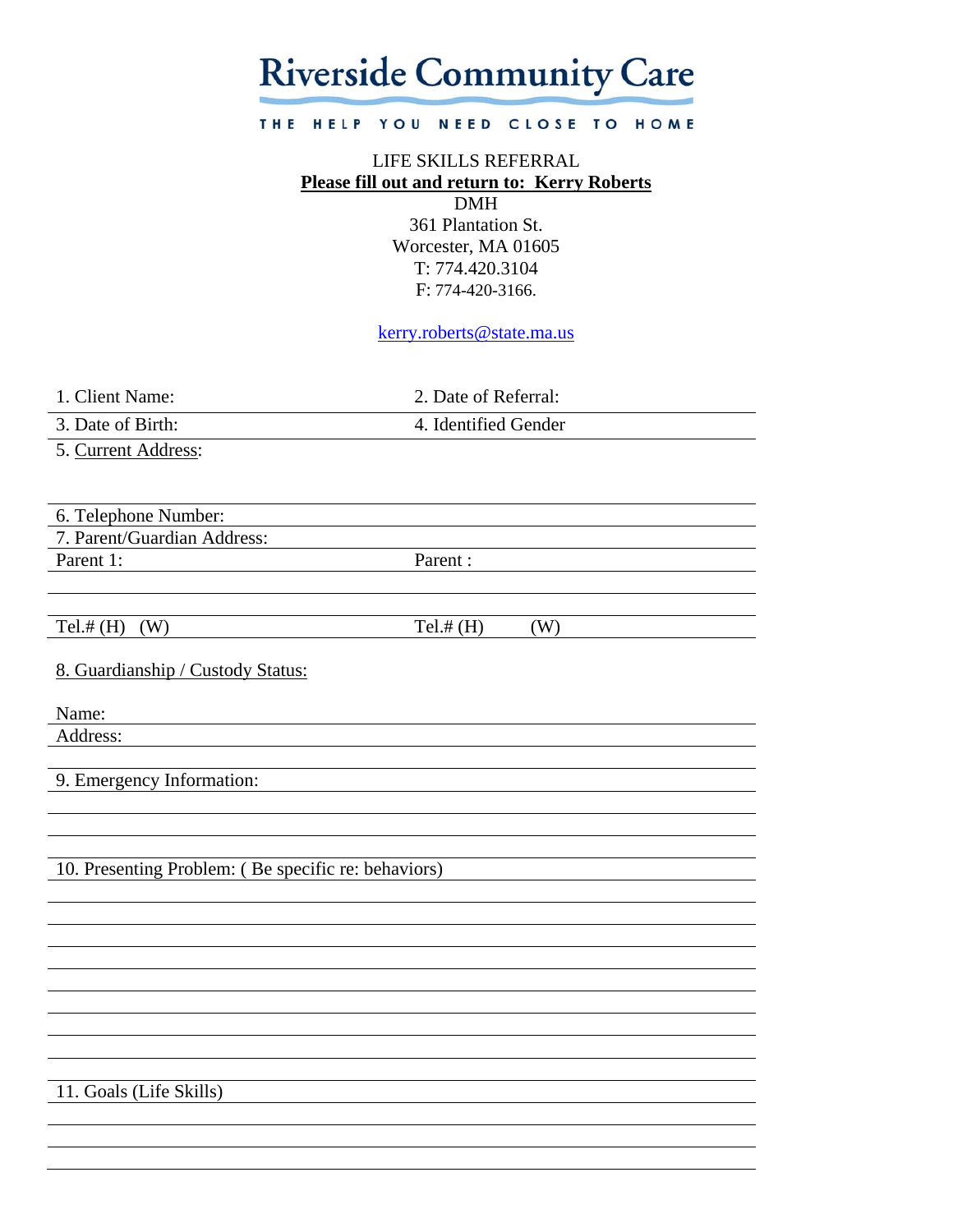# Riverside Community Care

THE HELP YOU NEED CLOSE TO HOME

LIFE SKILLS REFERRAL

**Please fill out and return to: Kerry Roberts**

DMH
361 Plantation St.
Worcester, MA 01605
T: 774.420.3104
F: 774-420-3166.

kerry.roberts@state.ma.us

| 1. Client Name: | 2. Date of Referral: |
|---|---|
| 3. Date of Birth: | 4. Identified Gender |

5. Current Address:

6. Telephone Number:

7. Parent/Guardian Address:

| Parent 1: | Parent : |
|---|---|
| | |
| Tel.# (H) (W) | Tel.# (H) (W) |

8. Guardianship / Custody Status:

Name:

Address:

9. Emergency Information:

10. Presenting Problem: ( Be specific re: behaviors)

11. Goals (Life Skills)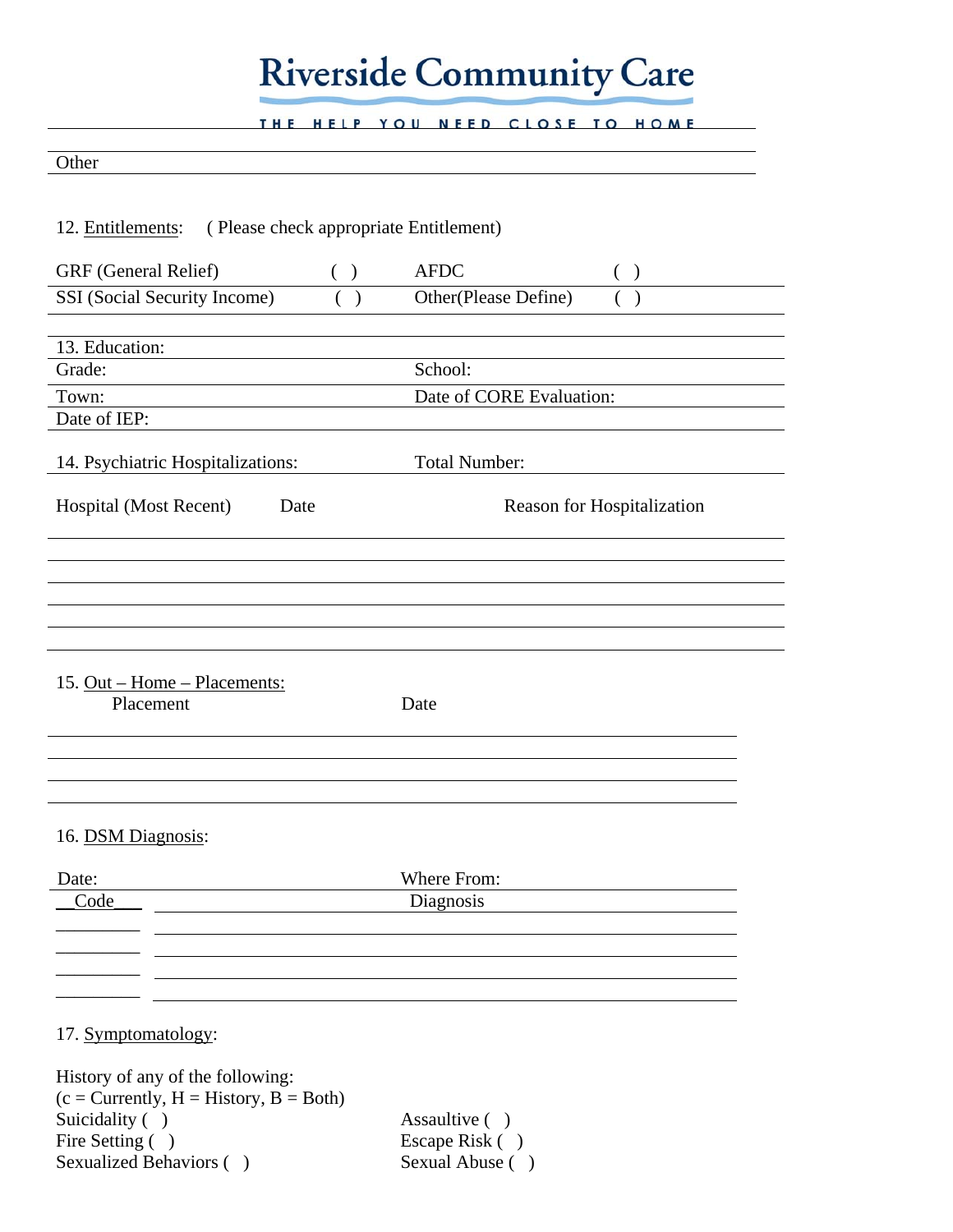Other

12. Entitlements: ( Please check appropriate Entitlement)

| | | | |
|---|---|---|---|
| GRF (General Relief) | ( ) | AFDC | ( ) |
| SSI (Social Security Income) | ( ) | Other(Please Define) | ( ) |

13. Education:

| | |
|---|---|
| Grade: | School: |
| Town: | Date of CORE Evaluation: |
| Date of IEP: | |

14. Psychiatric Hospitalizations: Total Number:

| Hospital (Most Recent) | Date | Reason for Hospitalization |
|---|---|---|
| | | |
| | | |
| | | |
| | | |
| | | |

15. Out – Home – Placements:

| Placement | Date |
|---|---|
| | |
| | |
| | |
| | |

16. DSM Diagnosis:

Date: Where From:

| Code | Diagnosis |
|---|---|
| | |
| | |
| | |
| | |

17. Symptomatology:

History of any of the following:
(c = Currently, H = History, B = Both)

| | |
|---|---|
| Suicidality ( ) | Assaultive ( ) |
| Fire Setting ( ) | Escape Risk ( ) |
| Sexualized Behaviors ( ) | Sexual Abuse ( ) |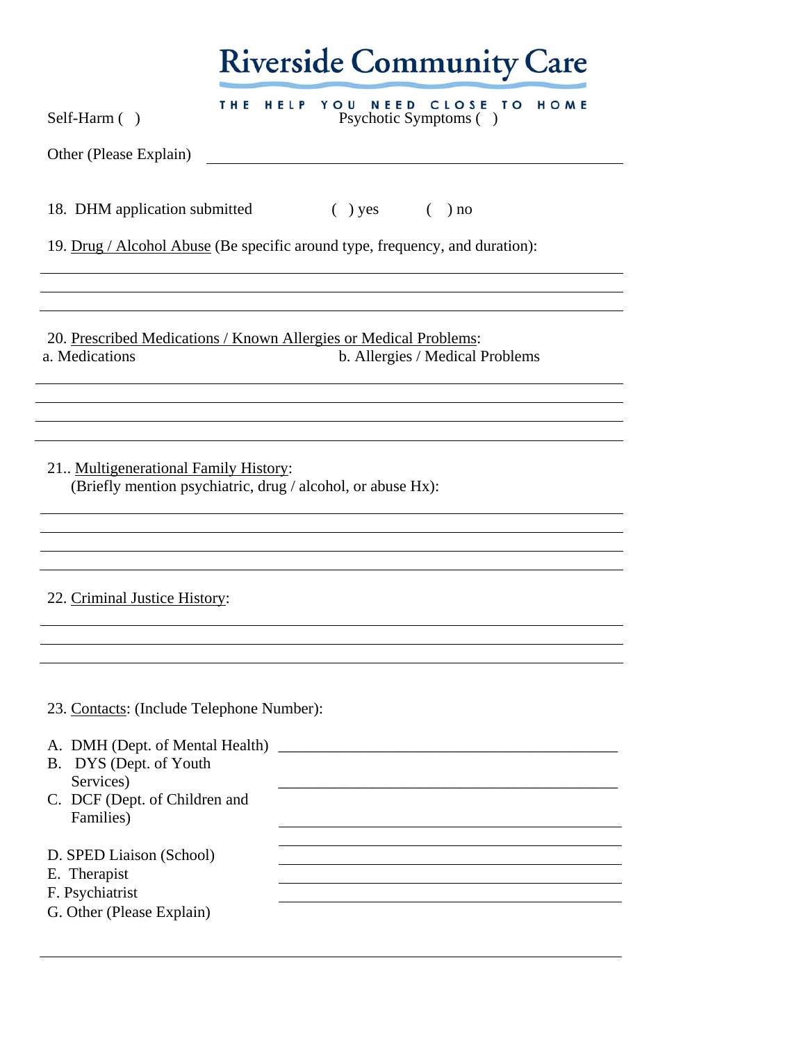# Riverside Community Care

THE HELP YOU NEED CLOSE TO HOME

Self-Harm ( ) Psychotic Symptoms ( )

Other (Please Explain) ______________________________________________

18. DHM application submitted ( ) yes ( ) no

19. Drug / Alcohol Abuse (Be specific around type, frequency, and duration):

______________________________________________

______________________________________________

______________________________________________

20. Prescribed Medications / Known Allergies or Medical Problems:

a. Medications b. Allergies / Medical Problems

______________________________________________

______________________________________________

______________________________________________

______________________________________________

21.. Multigenerational Family History:
(Briefly mention psychiatric, drug / alcohol, or abuse Hx):

______________________________________________

______________________________________________

______________________________________________

______________________________________________

22. Criminal Justice History:

______________________________________________

______________________________________________

______________________________________________

23. Contacts: (Include Telephone Number):

A. DMH (Dept. of Mental Health) ______________________________________________
B. DYS (Dept. of Youth Services) ______________________________________________
C. DCF (Dept. of Children and Families) ______________________________________________

______________________________________________

D. SPED Liaison (School) ______________________________________________
E. Therapist ______________________________________________
F. Psychiatrist ______________________________________________
G. Other (Please Explain)

______________________________________________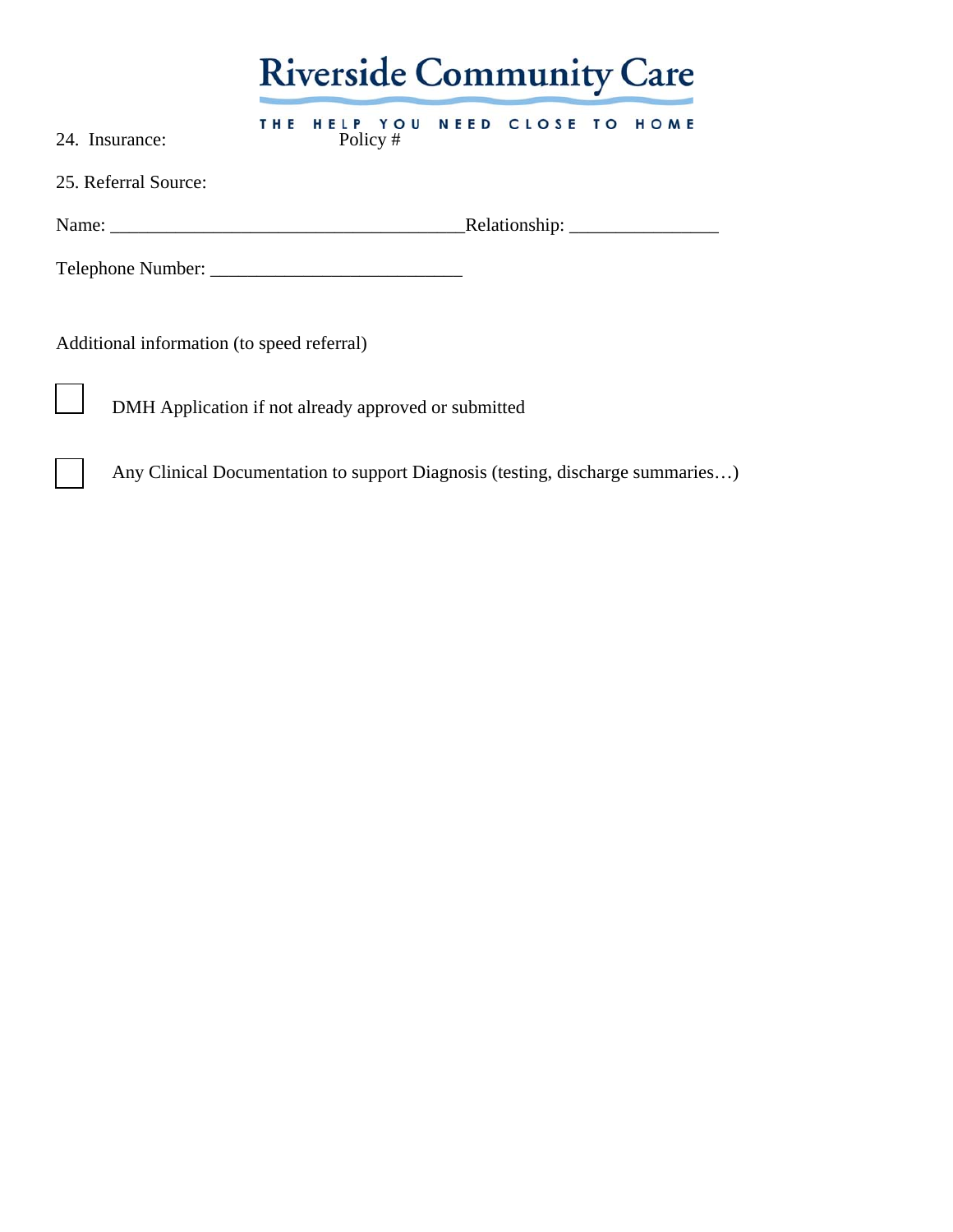Riverside Community Care

THE HELP YOU NEED CLOSE TO HOME

24. Insurance: Policy #

25. Referral Source:

Name: _____________________________________Relationship: _______________

Telephone Number: __________________________

Additional information (to speed referral)

☐ DMH Application if not already approved or submitted

☐ Any Clinical Documentation to support Diagnosis (testing, discharge summaries…)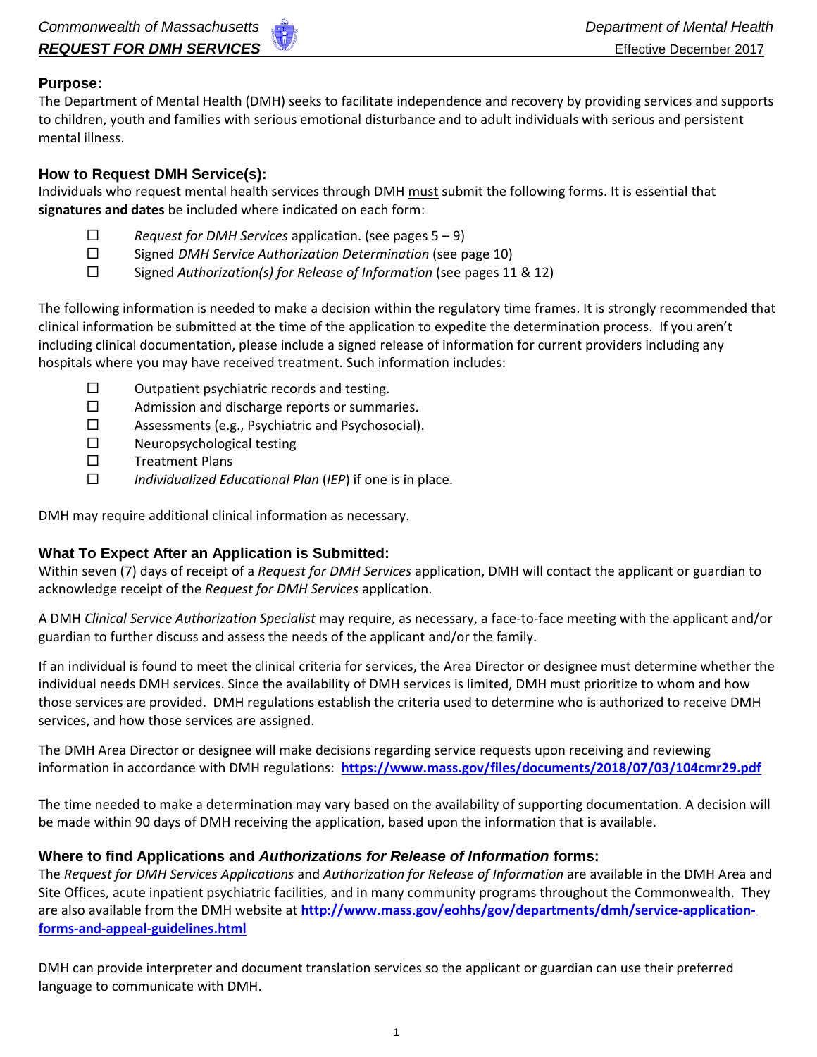Commonwealth of Massachusetts — Department of Mental Health

***REQUEST FOR DMH SERVICES*** — Effective December 2017

## Purpose:

The Department of Mental Health (DMH) seeks to facilitate independence and recovery by providing services and supports to children, youth and families with serious emotional disturbance and to adult individuals with serious and persistent mental illness.

## How to Request DMH Service(s):

Individuals who request mental health services through DMH must submit the following forms. It is essential that **signatures and dates** be included where indicated on each form:

- ☐ *Request for DMH Services* application. (see pages 5 – 9)
- ☐ Signed *DMH Service Authorization Determination* (see page 10)
- ☐ Signed *Authorization(s) for Release of Information* (see pages 11 & 12)

The following information is needed to make a decision within the regulatory time frames. It is strongly recommended that clinical information be submitted at the time of the application to expedite the determination process. If you aren't including clinical documentation, please include a signed release of information for current providers including any hospitals where you may have received treatment. Such information includes:

- ☐ Outpatient psychiatric records and testing.
- ☐ Admission and discharge reports or summaries.
- ☐ Assessments (e.g., Psychiatric and Psychosocial).
- ☐ Neuropsychological testing
- ☐ Treatment Plans
- ☐ *Individualized Educational Plan* (*IEP*) if one is in place.

DMH may require additional clinical information as necessary.

## What To Expect After an Application is Submitted:

Within seven (7) days of receipt of a *Request for DMH Services* application, DMH will contact the applicant or guardian to acknowledge receipt of the *Request for DMH Services* application.

A DMH *Clinical Service Authorization Specialist* may require, as necessary, a face-to-face meeting with the applicant and/or guardian to further discuss and assess the needs of the applicant and/or the family.

If an individual is found to meet the clinical criteria for services, the Area Director or designee must determine whether the individual needs DMH services. Since the availability of DMH services is limited, DMH must prioritize to whom and how those services are provided. DMH regulations establish the criteria used to determine who is authorized to receive DMH services, and how those services are assigned.

The DMH Area Director or designee will make decisions regarding service requests upon receiving and reviewing information in accordance with DMH regulations: **https://www.mass.gov/files/documents/2018/07/03/104cmr29.pdf**

The time needed to make a determination may vary based on the availability of supporting documentation. A decision will be made within 90 days of DMH receiving the application, based upon the information that is available.

## Where to find Applications and *Authorizations for Release of Information* forms:

The *Request for DMH Services Applications* and *Authorization for Release of Information* are available in the DMH Area and Site Offices, acute inpatient psychiatric facilities, and in many community programs throughout the Commonwealth. They are also available from the DMH website at **http://www.mass.gov/eohhs/gov/departments/dmh/service-application-forms-and-appeal-guidelines.html**

DMH can provide interpreter and document translation services so the applicant or guardian can use their preferred language to communicate with DMH.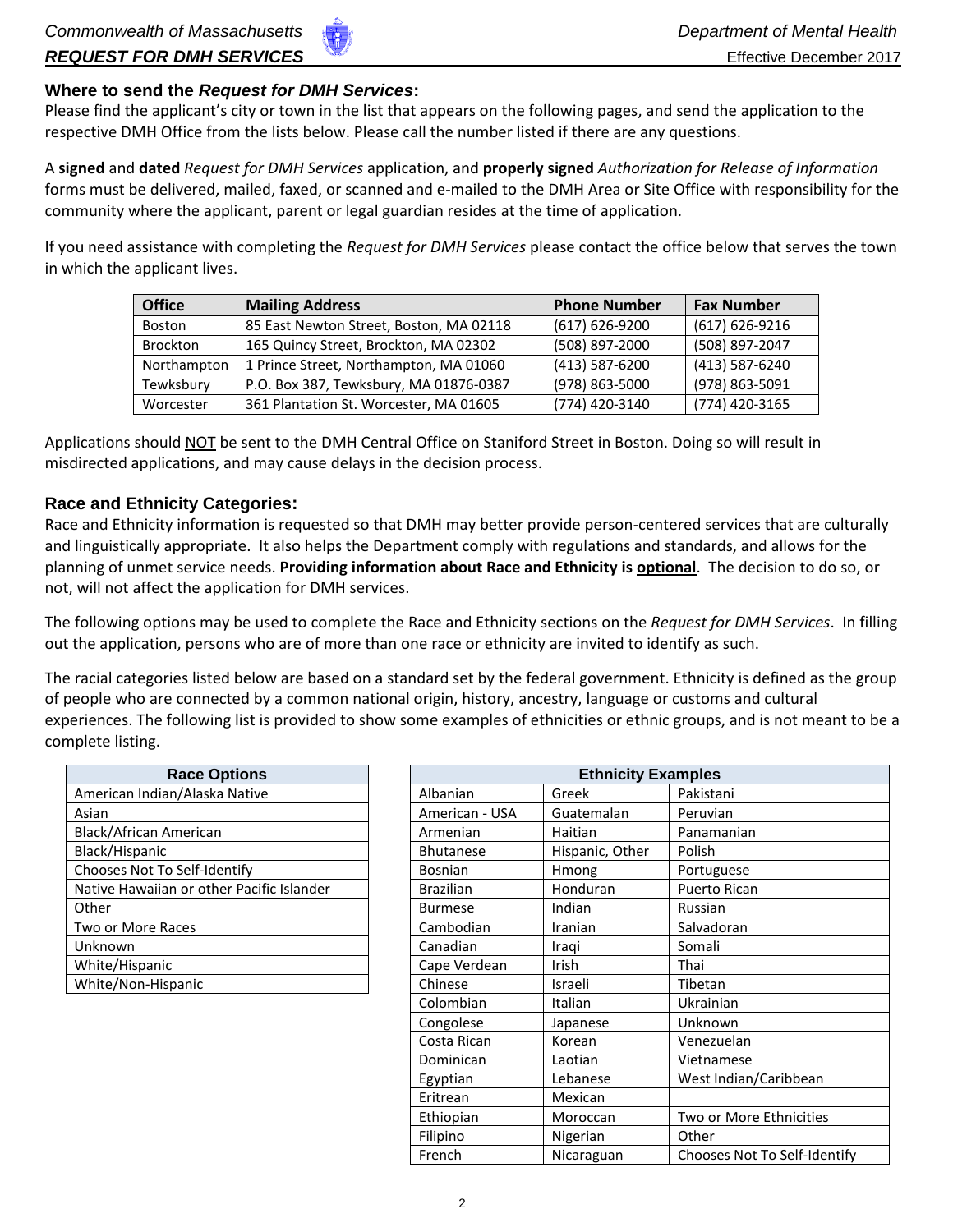## Where to send the *Request for DMH Services*:

Please find the applicant's city or town in the list that appears on the following pages, and send the application to the respective DMH Office from the lists below. Please call the number listed if there are any questions.

A **signed** and **dated** *Request for DMH Services* application, and **properly signed** *Authorization for Release of Information* forms must be delivered, mailed, faxed, or scanned and e-mailed to the DMH Area or Site Office with responsibility for the community where the applicant, parent or legal guardian resides at the time of application.

If you need assistance with completing the *Request for DMH Services* please contact the office below that serves the town in which the applicant lives.

| Office | Mailing Address | Phone Number | Fax Number |
|---|---|---|---|
| Boston | 85 East Newton Street, Boston, MA 02118 | (617) 626-9200 | (617) 626-9216 |
| Brockton | 165 Quincy Street, Brockton, MA 02302 | (508) 897-2000 | (508) 897-2047 |
| Northampton | 1 Prince Street, Northampton, MA 01060 | (413) 587-6200 | (413) 587-6240 |
| Tewksbury | P.O. Box 387, Tewksbury, MA 01876-0387 | (978) 863-5000 | (978) 863-5091 |
| Worcester | 361 Plantation St. Worcester, MA 01605 | (774) 420-3140 | (774) 420-3165 |

Applications should NOT be sent to the DMH Central Office on Staniford Street in Boston. Doing so will result in misdirected applications, and may cause delays in the decision process.

## Race and Ethnicity Categories:

Race and Ethnicity information is requested so that DMH may better provide person-centered services that are culturally and linguistically appropriate. It also helps the Department comply with regulations and standards, and allows for the planning of unmet service needs. **Providing information about Race and Ethnicity is optional**. The decision to do so, or not, will not affect the application for DMH services.

The following options may be used to complete the Race and Ethnicity sections on the *Request for DMH Services*. In filling out the application, persons who are of more than one race or ethnicity are invited to identify as such.

The racial categories listed below are based on a standard set by the federal government. Ethnicity is defined as the group of people who are connected by a common national origin, history, ancestry, language or customs and cultural experiences. The following list is provided to show some examples of ethnicities or ethnic groups, and is not meant to be a complete listing.

| Race Options |
|---|
| American Indian/Alaska Native |
| Asian |
| Black/African American |
| Black/Hispanic |
| Chooses Not To Self-Identify |
| Native Hawaiian or other Pacific Islander |
| Other |
| Two or More Races |
| Unknown |
| White/Hispanic |
| White/Non-Hispanic |

| Ethnicity Examples | | |
|---|---|---|
| Albanian | Greek | Pakistani |
| American - USA | Guatemalan | Peruvian |
| Armenian | Haitian | Panamanian |
| Bhutanese | Hispanic, Other | Polish |
| Bosnian | Hmong | Portuguese |
| Brazilian | Honduran | Puerto Rican |
| Burmese | Indian | Russian |
| Cambodian | Iranian | Salvadoran |
| Canadian | Iraqi | Somali |
| Cape Verdean | Irish | Thai |
| Chinese | Israeli | Tibetan |
| Colombian | Italian | Ukrainian |
| Congolese | Japanese | Unknown |
| Costa Rican | Korean | Venezuelan |
| Dominican | Laotian | Vietnamese |
| Egyptian | Lebanese | West Indian/Caribbean |
| Eritrean | Mexican | |
| Ethiopian | Moroccan | Two or More Ethnicities |
| Filipino | Nigerian | Other |
| French | Nicaraguan | Chooses Not To Self-Identify |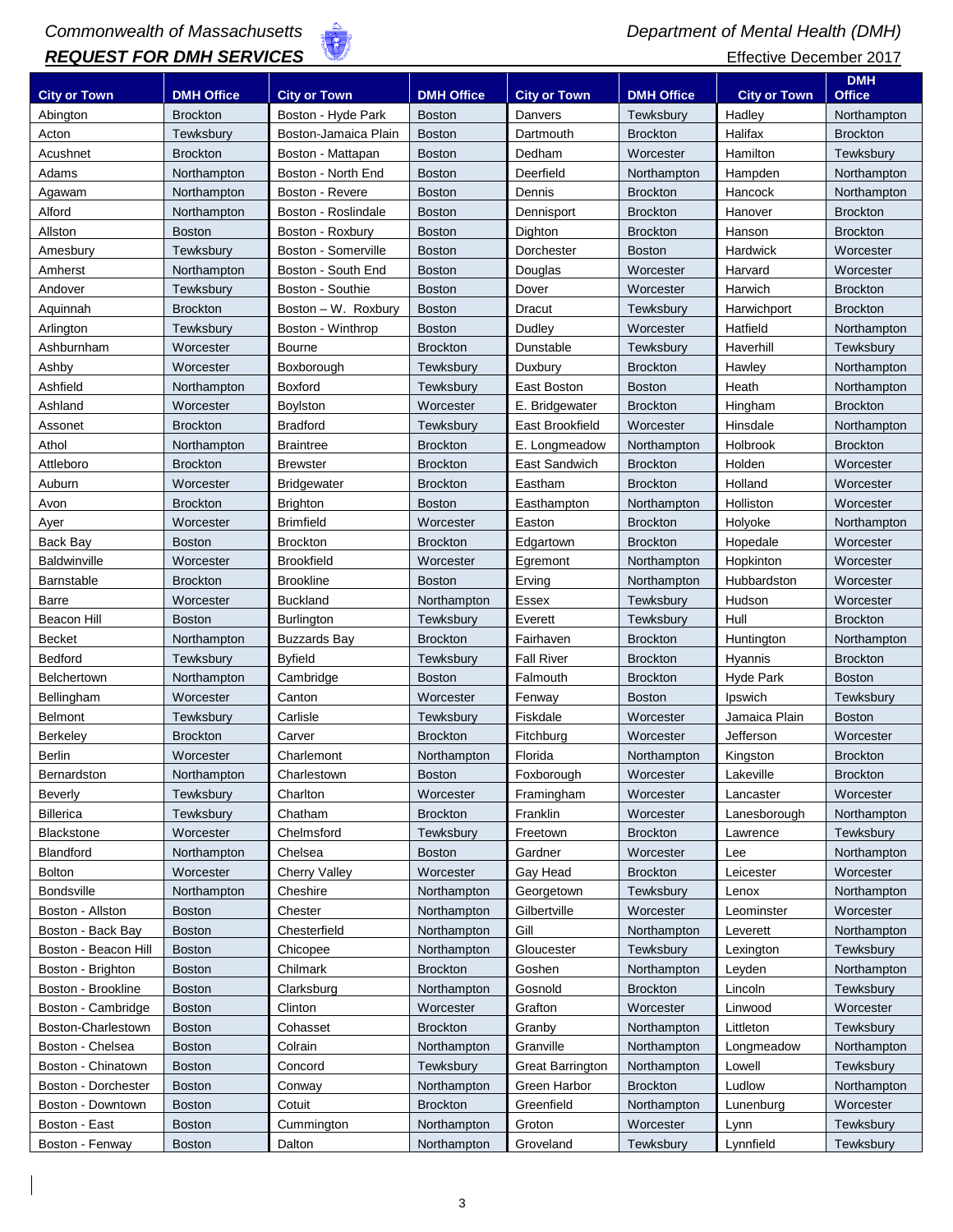*Commonwealth of Massachusetts* *Department of Mental Health (DMH)*

***REQUEST FOR DMH SERVICES*** Effective December 2017

| City or Town | DMH Office | City or Town | DMH Office | City or Town | DMH Office | City or Town | DMH Office |
|---|---|---|---|---|---|---|---|
| Abington | Brockton | Boston - Hyde Park | Boston | Danvers | Tewksbury | Hadley | Northampton |
| Acton | Tewksbury | Boston-Jamaica Plain | Boston | Dartmouth | Brockton | Halifax | Brockton |
| Acushnet | Brockton | Boston - Mattapan | Boston | Dedham | Worcester | Hamilton | Tewksbury |
| Adams | Northampton | Boston - North End | Boston | Deerfield | Northampton | Hampden | Northampton |
| Agawam | Northampton | Boston - Revere | Boston | Dennis | Brockton | Hancock | Northampton |
| Alford | Northampton | Boston - Roslindale | Boston | Dennisport | Brockton | Hanover | Brockton |
| Allston | Boston | Boston - Roxbury | Boston | Dighton | Brockton | Hanson | Brockton |
| Amesbury | Tewksbury | Boston - Somerville | Boston | Dorchester | Boston | Hardwick | Worcester |
| Amherst | Northampton | Boston - South End | Boston | Douglas | Worcester | Harvard | Worcester |
| Andover | Tewksbury | Boston - Southie | Boston | Dover | Worcester | Harwich | Brockton |
| Aquinnah | Brockton | Boston – W. Roxbury | Boston | Dracut | Tewksbury | Harwichport | Brockton |
| Arlington | Tewksbury | Boston - Winthrop | Boston | Dudley | Worcester | Hatfield | Northampton |
| Ashburnham | Worcester | Bourne | Brockton | Dunstable | Tewksbury | Haverhill | Tewksbury |
| Ashby | Worcester | Boxborough | Tewksbury | Duxbury | Brockton | Hawley | Northampton |
| Ashfield | Northampton | Boxford | Tewksbury | East Boston | Boston | Heath | Northampton |
| Ashland | Worcester | Boylston | Worcester | E. Bridgewater | Brockton | Hingham | Brockton |
| Assonet | Brockton | Bradford | Tewksbury | East Brookfield | Worcester | Hinsdale | Northampton |
| Athol | Northampton | Braintree | Brockton | E. Longmeadow | Northampton | Holbrook | Brockton |
| Attleboro | Brockton | Brewster | Brockton | East Sandwich | Brockton | Holden | Worcester |
| Auburn | Worcester | Bridgewater | Brockton | Eastham | Brockton | Holland | Worcester |
| Avon | Brockton | Brighton | Boston | Easthampton | Northampton | Holliston | Worcester |
| Ayer | Worcester | Brimfield | Worcester | Easton | Brockton | Holyoke | Northampton |
| Back Bay | Boston | Brockton | Brockton | Edgartown | Brockton | Hopedale | Worcester |
| Baldwinville | Worcester | Brookfield | Worcester | Egremont | Northampton | Hopkinton | Worcester |
| Barnstable | Brockton | Brookline | Boston | Erving | Northampton | Hubbardston | Worcester |
| Barre | Worcester | Buckland | Northampton | Essex | Tewksbury | Hudson | Worcester |
| Beacon Hill | Boston | Burlington | Tewksbury | Everett | Tewksbury | Hull | Brockton |
| Becket | Northampton | Buzzards Bay | Brockton | Fairhaven | Brockton | Huntington | Northampton |
| Bedford | Tewksbury | Byfield | Tewksbury | Fall River | Brockton | Hyannis | Brockton |
| Belchertown | Northampton | Cambridge | Boston | Falmouth | Brockton | Hyde Park | Boston |
| Bellingham | Worcester | Canton | Worcester | Fenway | Boston | Ipswich | Tewksbury |
| Belmont | Tewksbury | Carlisle | Tewksbury | Fiskdale | Worcester | Jamaica Plain | Boston |
| Berkeley | Brockton | Carver | Brockton | Fitchburg | Worcester | Jefferson | Worcester |
| Berlin | Worcester | Charlemont | Northampton | Florida | Northampton | Kingston | Brockton |
| Bernardston | Northampton | Charlestown | Boston | Foxborough | Worcester | Lakeville | Brockton |
| Beverly | Tewksbury | Charlton | Worcester | Framingham | Worcester | Lancaster | Worcester |
| Billerica | Tewksbury | Chatham | Brockton | Franklin | Worcester | Lanesborough | Northampton |
| Blackstone | Worcester | Chelmsford | Tewksbury | Freetown | Brockton | Lawrence | Tewksbury |
| Blandford | Northampton | Chelsea | Boston | Gardner | Worcester | Lee | Northampton |
| Bolton | Worcester | Cherry Valley | Worcester | Gay Head | Brockton | Leicester | Worcester |
| Bondsville | Northampton | Cheshire | Northampton | Georgetown | Tewksbury | Lenox | Northampton |
| Boston - Allston | Boston | Chester | Northampton | Gilbertville | Worcester | Leominster | Worcester |
| Boston - Back Bay | Boston | Chesterfield | Northampton | Gill | Northampton | Leverett | Northampton |
| Boston - Beacon Hill | Boston | Chicopee | Northampton | Gloucester | Tewksbury | Lexington | Tewksbury |
| Boston - Brighton | Boston | Chilmark | Brockton | Goshen | Northampton | Leyden | Northampton |
| Boston - Brookline | Boston | Clarksburg | Northampton | Gosnold | Brockton | Lincoln | Tewksbury |
| Boston - Cambridge | Boston | Clinton | Worcester | Grafton | Worcester | Linwood | Worcester |
| Boston-Charlestown | Boston | Cohasset | Brockton | Granby | Northampton | Littleton | Tewksbury |
| Boston - Chelsea | Boston | Colrain | Northampton | Granville | Northampton | Longmeadow | Northampton |
| Boston - Chinatown | Boston | Concord | Tewksbury | Great Barrington | Northampton | Lowell | Tewksbury |
| Boston - Dorchester | Boston | Conway | Northampton | Green Harbor | Brockton | Ludlow | Northampton |
| Boston - Downtown | Boston | Cotuit | Brockton | Greenfield | Northampton | Lunenburg | Worcester |
| Boston - East | Boston | Cummington | Northampton | Groton | Worcester | Lynn | Tewksbury |
| Boston - Fenway | Boston | Dalton | Northampton | Groveland | Tewksbury | Lynnfield | Tewksbury |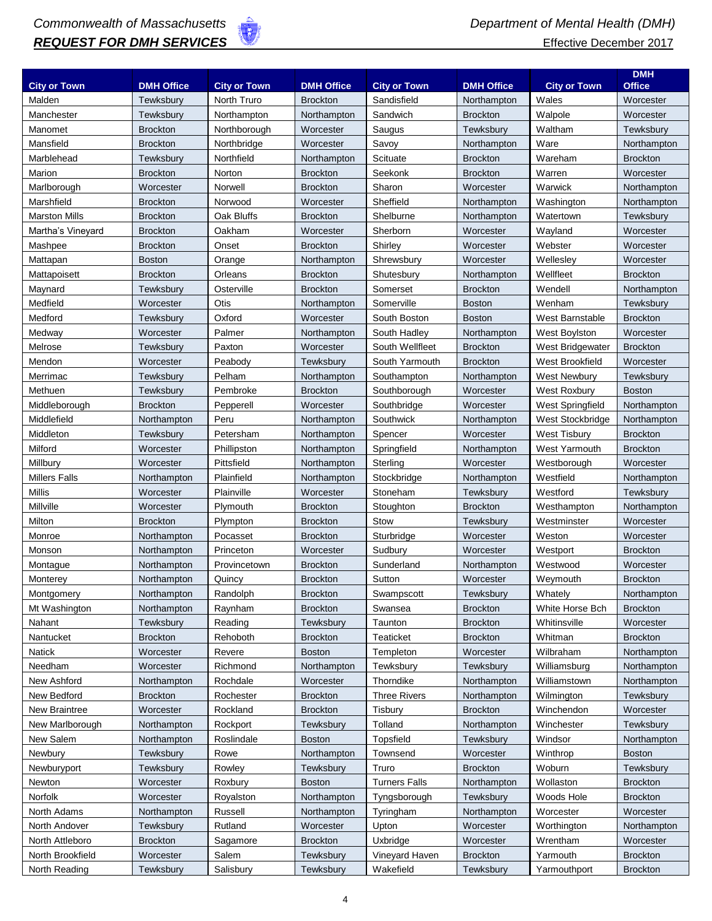*Commonwealth of Massachusetts*

***REQUEST FOR DMH SERVICES***

*Department of Mental Health (DMH)*

Effective December 2017

| City or Town | DMH Office | City or Town | DMH Office | City or Town | DMH Office | City or Town | DMH Office |
|---|---|---|---|---|---|---|---|
| Malden | Tewksbury | North Truro | Brockton | Sandisfield | Northampton | Wales | Worcester |
| Manchester | Tewksbury | Northampton | Northampton | Sandwich | Brockton | Walpole | Worcester |
| Manomet | Brockton | Northborough | Worcester | Saugus | Tewksbury | Waltham | Tewksbury |
| Mansfield | Brockton | Northbridge | Worcester | Savoy | Northampton | Ware | Northampton |
| Marblehead | Tewksbury | Northfield | Northampton | Scituate | Brockton | Wareham | Brockton |
| Marion | Brockton | Norton | Brockton | Seekonk | Brockton | Warren | Worcester |
| Marlborough | Worcester | Norwell | Brockton | Sharon | Worcester | Warwick | Northampton |
| Marshfield | Brockton | Norwood | Worcester | Sheffield | Northampton | Washington | Northampton |
| Marston Mills | Brockton | Oak Bluffs | Brockton | Shelburne | Northampton | Watertown | Tewksbury |
| Martha's Vineyard | Brockton | Oakham | Worcester | Sherborn | Worcester | Wayland | Worcester |
| Mashpee | Brockton | Onset | Brockton | Shirley | Worcester | Webster | Worcester |
| Mattapan | Boston | Orange | Northampton | Shrewsbury | Worcester | Wellesley | Worcester |
| Mattapoisett | Brockton | Orleans | Brockton | Shutesbury | Northampton | Wellfleet | Brockton |
| Maynard | Tewksbury | Osterville | Brockton | Somerset | Brockton | Wendell | Northampton |
| Medfield | Worcester | Otis | Northampton | Somerville | Boston | Wenham | Tewksbury |
| Medford | Tewksbury | Oxford | Worcester | South Boston | Boston | West Barnstable | Brockton |
| Medway | Worcester | Palmer | Northampton | South Hadley | Northampton | West Boylston | Worcester |
| Melrose | Tewksbury | Paxton | Worcester | South Wellfleet | Brockton | West Bridgewater | Brockton |
| Mendon | Worcester | Peabody | Tewksbury | South Yarmouth | Brockton | West Brookfield | Worcester |
| Merrimac | Tewksbury | Pelham | Northampton | Southampton | Northampton | West Newbury | Tewksbury |
| Methuen | Tewksbury | Pembroke | Brockton | Southborough | Worcester | West Roxbury | Boston |
| Middleborough | Brockton | Pepperell | Worcester | Southbridge | Worcester | West Springfield | Northampton |
| Middlefield | Northampton | Peru | Northampton | Southwick | Northampton | West Stockbridge | Northampton |
| Middleton | Tewksbury | Petersham | Northampton | Spencer | Worcester | West Tisbury | Brockton |
| Milford | Worcester | Phillipston | Northampton | Springfield | Northampton | West Yarmouth | Brockton |
| Millbury | Worcester | Pittsfield | Northampton | Sterling | Worcester | Westborough | Worcester |
| Millers Falls | Northampton | Plainfield | Northampton | Stockbridge | Northampton | Westfield | Northampton |
| Millis | Worcester | Plainville | Worcester | Stoneham | Tewksbury | Westford | Tewksbury |
| Millville | Worcester | Plymouth | Brockton | Stoughton | Brockton | Westhampton | Northampton |
| Milton | Brockton | Plympton | Brockton | Stow | Tewksbury | Westminster | Worcester |
| Monroe | Northampton | Pocasset | Brockton | Sturbridge | Worcester | Weston | Worcester |
| Monson | Northampton | Princeton | Worcester | Sudbury | Worcester | Westport | Brockton |
| Montague | Northampton | Provincetown | Brockton | Sunderland | Northampton | Westwood | Worcester |
| Monterey | Northampton | Quincy | Brockton | Sutton | Worcester | Weymouth | Brockton |
| Montgomery | Northampton | Randolph | Brockton | Swampscott | Tewksbury | Whately | Northampton |
| Mt Washington | Northampton | Raynham | Brockton | Swansea | Brockton | White Horse Bch | Brockton |
| Nahant | Tewksbury | Reading | Tewksbury | Taunton | Brockton | Whitinsville | Worcester |
| Nantucket | Brockton | Rehoboth | Brockton | Teaticket | Brockton | Whitman | Brockton |
| Natick | Worcester | Revere | Boston | Templeton | Worcester | Wilbraham | Northampton |
| Needham | Worcester | Richmond | Northampton | Tewksbury | Tewksbury | Williamsburg | Northampton |
| New Ashford | Northampton | Rochdale | Worcester | Thorndike | Northampton | Williamstown | Northampton |
| New Bedford | Brockton | Rochester | Brockton | Three Rivers | Northampton | Wilmington | Tewksbury |
| New Braintree | Worcester | Rockland | Brockton | Tisbury | Brockton | Winchendon | Worcester |
| New Marlborough | Northampton | Rockport | Tewksbury | Tolland | Northampton | Winchester | Tewksbury |
| New Salem | Northampton | Roslindale | Boston | Topsfield | Tewksbury | Windsor | Northampton |
| Newbury | Tewksbury | Rowe | Northampton | Townsend | Worcester | Winthrop | Boston |
| Newburyport | Tewksbury | Rowley | Tewksbury | Truro | Brockton | Woburn | Tewksbury |
| Newton | Worcester | Roxbury | Boston | Turners Falls | Northampton | Wollaston | Brockton |
| Norfolk | Worcester | Royalston | Northampton | Tyngsborough | Tewksbury | Woods Hole | Brockton |
| North Adams | Northampton | Russell | Northampton | Tyringham | Northampton | Worcester | Worcester |
| North Andover | Tewksbury | Rutland | Worcester | Upton | Worcester | Worthington | Northampton |
| North Attleboro | Brockton | Sagamore | Brockton | Uxbridge | Worcester | Wrentham | Worcester |
| North Brookfield | Worcester | Salem | Tewksbury | Vineyard Haven | Brockton | Yarmouth | Brockton |
| North Reading | Tewksbury | Salisbury | Tewksbury | Wakefield | Tewksbury | Yarmouthport | Brockton |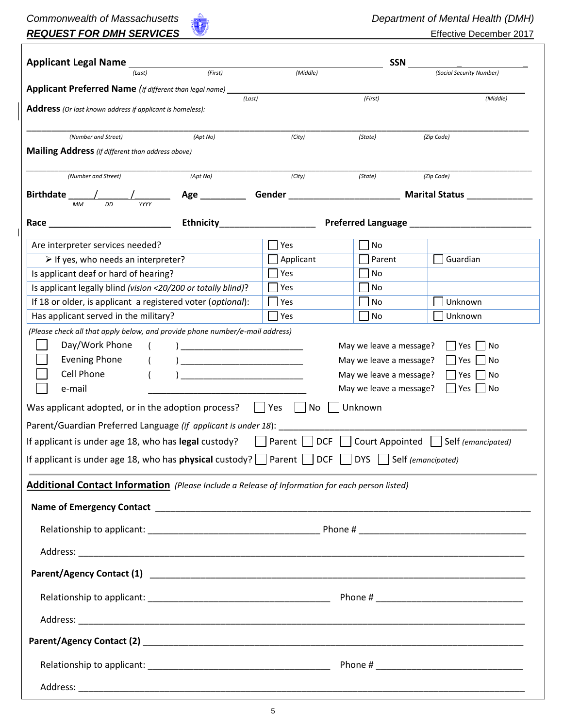Commonwealth of Massachusetts — Department of Mental Health (DMH)

***REQUEST FOR DMH SERVICES*** — Effective December 2017

**Applicant Legal Name** ______________________________________ **SSN** ______________________
*(Last)* *(First)* *(Middle)* *(Social Security Number)*

**Applicant Preferred Name** *(If different than legal name)* ______________________________________
*(Last)* *(First)* *(Middle)*

**Address** *(Or last known address if applicant is homeless):*

_______________________________________________________________________________
*(Number and Street)* *(Apt No)* *(City)* *(State)* *(Zip Code)*

**Mailing Address** *(if different than address above)*

_______________________________________________________________________________
*(Number and Street)* *(Apt No)* *(City)* *(State)* *(Zip Code)*

**Birthdate** _____/_____/_______ **Age** _________ **Gender** ______________________ **Marital Status** _____________
*MM* *DD* *YYYY*

**Race** _________________________ **Ethnicity**___________________ **Preferred Language** ________________________

| | | | |
|---|---|---|---|
| Are interpreter services needed? | ☐ Yes | ☐ No | |
| ➢ If yes, who needs an interpreter? | ☐ Applicant | ☐ Parent | ☐ Guardian |
| Is applicant deaf or hard of hearing? | ☐ Yes | ☐ No | |
| Is applicant legally blind *(vision <20/200 or totally blind)*? | ☐ Yes | ☐ No | |
| If 18 or older, is applicant a registered voter (*optional*): | ☐ Yes | ☐ No | ☐ Unknown |
| Has applicant served in the military? | ☐ Yes | ☐ No | ☐ Unknown |

*(Please check all that apply below, and provide phone number/e-mail address)*

☐ Day/Work Phone ( ) __________________________ May we leave a message? ☐ Yes ☐ No

☐ Evening Phone ( ) __________________________ May we leave a message? ☐ Yes ☐ No

☐ Cell Phone ( ) __________________________ May we leave a message? ☐ Yes ☐ No

☐ e-mail __________________________________ May we leave a message? ☐ Yes ☐ No

Was applicant adopted, or in the adoption process? ☐ Yes ☐ No ☐ Unknown

Parent/Guardian Preferred Language *(if applicant is under 18)*: ________________________________________________

If applicant is under age 18, who has **legal** custody? ☐ Parent ☐ DCF ☐ Court Appointed ☐ Self *(emancipated)*

If applicant is under age 18, who has **physical** custody? ☐ Parent ☐ DCF ☐ DYS ☐ Self *(emancipated)*

**Additional Contact Information** *(Please Include a Release of Information for each person listed)*

**Name of Emergency Contact** ______________________________________________________________

Relationship to applicant: __________________________________ Phone # ________________________________

Address: ______________________________________________________________________________

**Parent/Agency Contact (1)** ______________________________________________________________

Relationship to applicant: ____________________________________ Phone # _____________________________

Address: ______________________________________________________________________________

**Parent/Agency Contact (2)** ______________________________________________________________

Relationship to applicant: ____________________________________ Phone # _____________________________

Address: ______________________________________________________________________________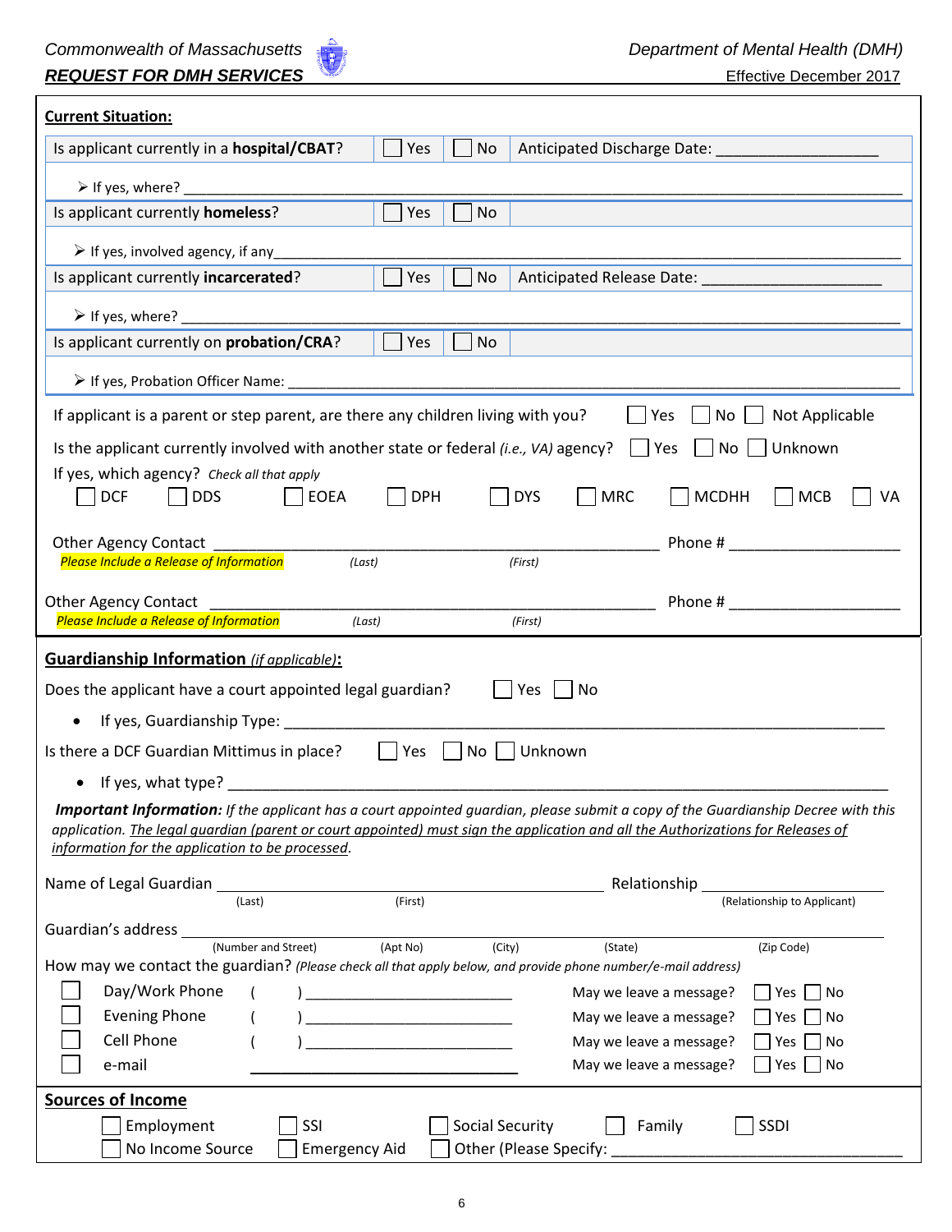Commonwealth of Massachusetts — *REQUEST FOR DMH SERVICES*

Department of Mental Health (DMH) — Effective December 2017

## Current Situation:

| | | | |
|---|---|---|---|
| Is applicant currently in a **hospital/CBAT**? | ☐ Yes | ☐ No | Anticipated Discharge Date: ___________________ |

➢ If yes, where? ______________________________________________________________________

| | | | |
|---|---|---|---|
| Is applicant currently **homeless**? | ☐ Yes | ☐ No | |

➢ If yes, involved agency, if any______________________________________________________

| | | | |
|---|---|---|---|
| Is applicant currently **incarcerated**? | ☐ Yes | ☐ No | Anticipated Release Date: _____________________ |

➢ If yes, where? ______________________________________________________________________

| | | | |
|---|---|---|---|
| Is applicant currently on **probation/CRA**? | ☐ Yes | ☐ No | |

➢ If yes, Probation Officer Name: _____________________________________________________

If applicant is a parent or step parent, are there any children living with you? ☐ Yes ☐ No ☐ Not Applicable

Is the applicant currently involved with another state or federal *(i.e., VA)* agency? ☐ Yes ☐ No ☐ Unknown

If yes, which agency? *Check all that apply*

☐ DCF ☐ DDS ☐ EOEA ☐ DPH ☐ DYS ☐ MRC ☐ MCDHH ☐ MCB ☐ VA

Other Agency Contact ________________________________________ Phone # ____________________
*Please Include a Release of Information* *(Last)* *(First)*

Other Agency Contact ________________________________________ Phone # ____________________
*Please Include a Release of Information* *(Last)* *(First)*

## Guardianship Information *(if applicable)*:

Does the applicant have a court appointed legal guardian? ☐ Yes ☐ No

- If yes, Guardianship Type: ________________________________________________________

Is there a DCF Guardian Mittimus in place? ☐ Yes ☐ No ☐ Unknown

- If yes, what type? ______________________________________________________________

***Important Information:*** *If the applicant has a court appointed guardian, please submit a copy of the Guardianship Decree with this application. The legal guardian (parent or court appointed) must sign the application and all the Authorizations for Releases of information for the application to be processed.*

Name of Legal Guardian ________________________________________ Relationship ____________________
(Last) (First) (Relationship to Applicant)

Guardian's address ____________________________________________________________________
(Number and Street) (Apt No) (City) (State) (Zip Code)

How may we contact the guardian? *(Please check all that apply below, and provide phone number/e-mail address)*

| | | | |
|---|---|---|---|
| ☐ Day/Work Phone | ( ) ____________________ | May we leave a message? | ☐ Yes ☐ No |
| ☐ Evening Phone | ( ) ____________________ | May we leave a message? | ☐ Yes ☐ No |
| ☐ Cell Phone | ( ) ____________________ | May we leave a message? | ☐ Yes ☐ No |
| ☐ e-mail | ________________________ | May we leave a message? | ☐ Yes ☐ No |

## Sources of Income

☐ Employment ☐ SSI ☐ Social Security ☐ Family ☐ SSDI

☐ No Income Source ☐ Emergency Aid ☐ Other (Please Specify: ______________________________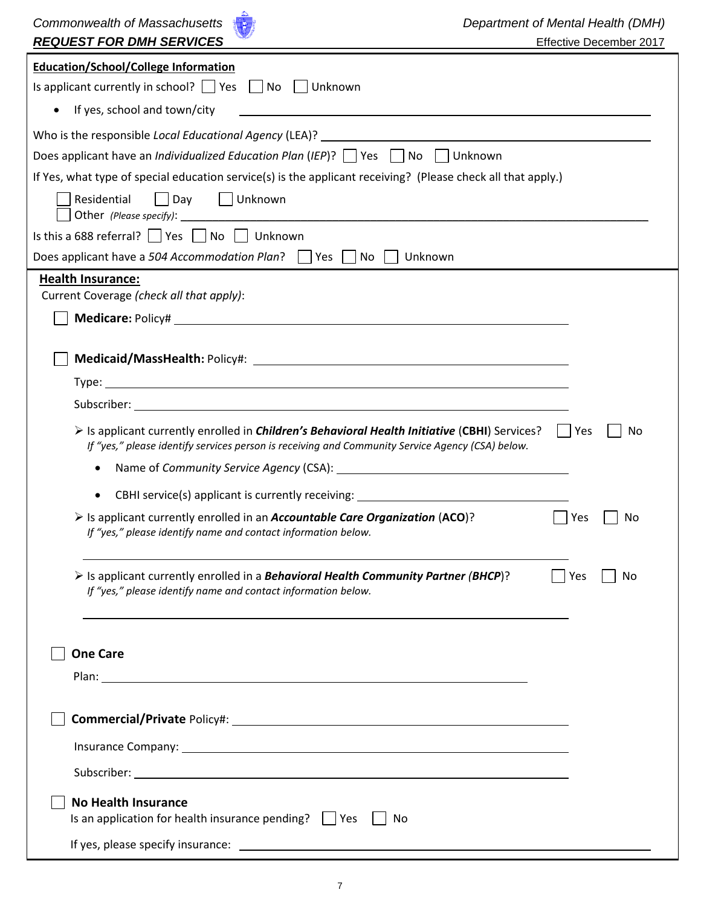## Education/School/College Information

Is applicant currently in school? ☐ Yes ☐ No ☐ Unknown

- If yes, school and town/city \_\_\_\_\_\_\_\_\_\_\_\_\_\_\_\_\_\_\_\_\_\_\_\_\_\_\_\_\_\_\_\_\_\_\_\_\_\_\_\_

Who is the responsible *Local Educational Agency* (LEA)? \_\_\_\_\_\_\_\_\_\_\_\_\_\_\_\_\_\_\_\_\_\_\_\_\_\_\_\_\_\_\_\_\_\_\_\_\_\_\_\_

Does applicant have an *Individualized Education Plan* (*IEP*)? ☐ Yes ☐ No ☐ Unknown

If Yes, what type of special education service(s) is the applicant receiving? (Please check all that apply.)

☐ Residential ☐ Day ☐ Unknown
☐ Other *(Please specify)*: \_\_\_\_\_\_\_\_\_\_\_\_\_\_\_\_\_\_\_\_\_\_\_\_\_\_\_\_\_\_\_\_\_\_\_\_\_\_\_\_

Is this a 688 referral? ☐ Yes ☐ No ☐ Unknown

Does applicant have a *504 Accommodation Plan*? ☐ Yes ☐ No ☐ Unknown

## Health Insurance:

Current Coverage *(check all that apply)*:

☐ **Medicare:** Policy# \_\_\_\_\_\_\_\_\_\_\_\_\_\_\_\_\_\_\_\_\_\_\_\_\_\_\_\_\_\_\_\_\_\_\_\_\_\_\_\_

☐ **Medicaid/MassHealth:** Policy#: \_\_\_\_\_\_\_\_\_\_\_\_\_\_\_\_\_\_\_\_\_\_\_\_\_\_\_\_\_\_\_\_\_\_\_\_\_\_\_\_

Type: \_\_\_\_\_\_\_\_\_\_\_\_\_\_\_\_\_\_\_\_\_\_\_\_\_\_\_\_\_\_\_\_\_\_\_\_\_\_\_\_

Subscriber: \_\_\_\_\_\_\_\_\_\_\_\_\_\_\_\_\_\_\_\_\_\_\_\_\_\_\_\_\_\_\_\_\_\_\_\_\_\_\_\_

- Is applicant currently enrolled in ***Children's Behavioral Health Initiative*** (**CBHI**) Services? ☐ Yes ☐ No
  *If "yes," please identify services person is receiving and Community Service Agency (CSA) below.*
  - Name of *Community Service Agency* (CSA): \_\_\_\_\_\_\_\_\_\_\_\_\_\_\_\_\_\_\_\_\_\_\_\_\_\_\_\_\_\_\_\_\_\_\_\_\_\_\_\_
  - CBHI service(s) applicant is currently receiving: \_\_\_\_\_\_\_\_\_\_\_\_\_\_\_\_\_\_\_\_\_\_\_\_\_\_\_\_\_\_\_\_\_\_\_\_\_\_\_\_
- Is applicant currently enrolled in an ***Accountable Care Organization*** (**ACO**)? ☐ Yes ☐ No
  *If "yes," please identify name and contact information below.*

  \_\_\_\_\_\_\_\_\_\_\_\_\_\_\_\_\_\_\_\_\_\_\_\_\_\_\_\_\_\_\_\_\_\_\_\_\_\_\_\_
- Is applicant currently enrolled in a ***Behavioral Health Community Partner (BHCP)***? ☐ Yes ☐ No
  *If "yes," please identify name and contact information below.*

  \_\_\_\_\_\_\_\_\_\_\_\_\_\_\_\_\_\_\_\_\_\_\_\_\_\_\_\_\_\_\_\_\_\_\_\_\_\_\_\_

☐ **One Care**

Plan: \_\_\_\_\_\_\_\_\_\_\_\_\_\_\_\_\_\_\_\_\_\_\_\_\_\_\_\_\_\_\_\_\_\_\_\_\_\_\_\_

☐ **Commercial/Private** Policy#: \_\_\_\_\_\_\_\_\_\_\_\_\_\_\_\_\_\_\_\_\_\_\_\_\_\_\_\_\_\_\_\_\_\_\_\_\_\_\_\_

Insurance Company: \_\_\_\_\_\_\_\_\_\_\_\_\_\_\_\_\_\_\_\_\_\_\_\_\_\_\_\_\_\_\_\_\_\_\_\_\_\_\_\_

Subscriber: \_\_\_\_\_\_\_\_\_\_\_\_\_\_\_\_\_\_\_\_\_\_\_\_\_\_\_\_\_\_\_\_\_\_\_\_\_\_\_\_

☐ **No Health Insurance**
Is an application for health insurance pending? ☐ Yes ☐ No

If yes, please specify insurance: \_\_\_\_\_\_\_\_\_\_\_\_\_\_\_\_\_\_\_\_\_\_\_\_\_\_\_\_\_\_\_\_\_\_\_\_\_\_\_\_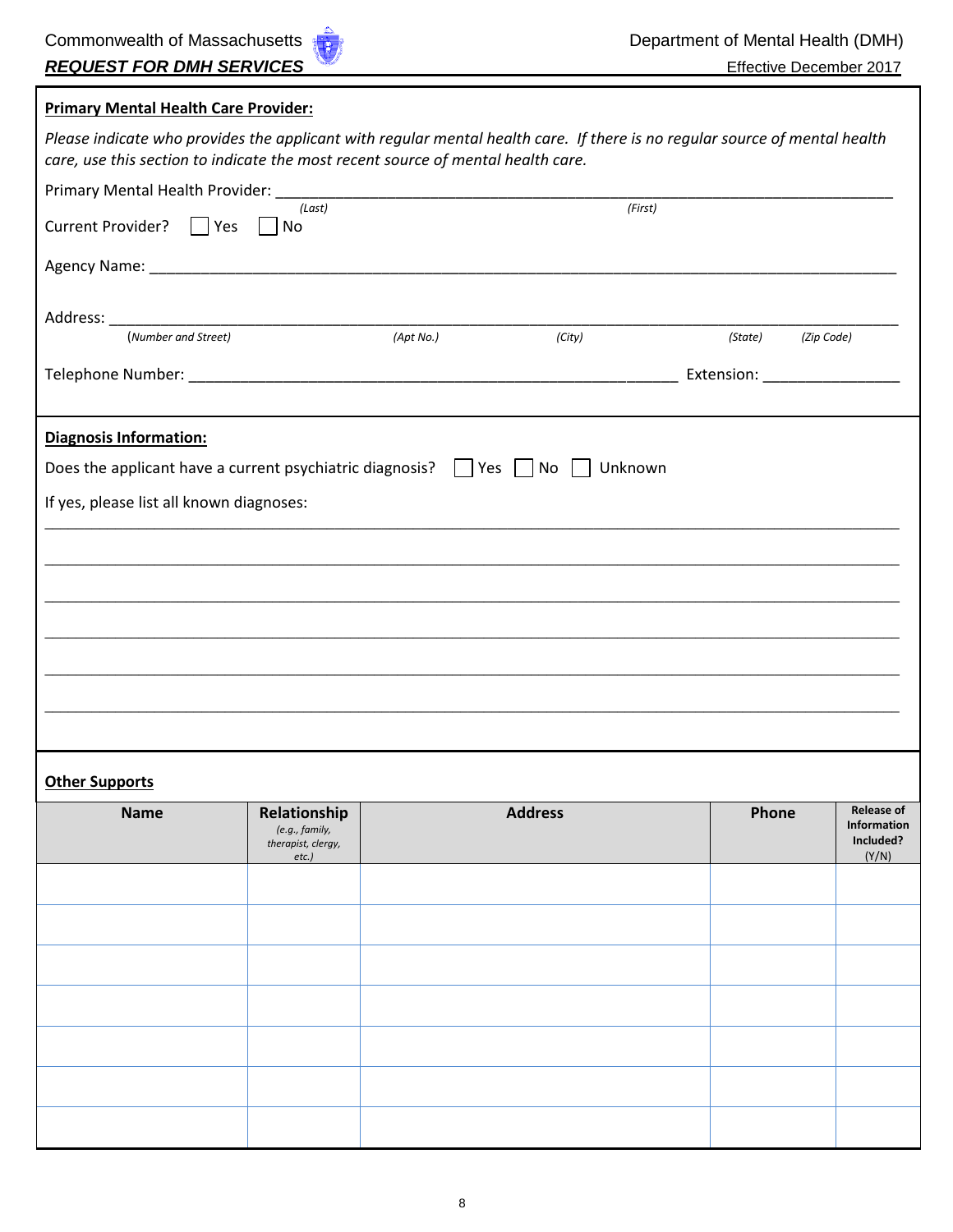**Primary Mental Health Care Provider:**

*Please indicate who provides the applicant with regular mental health care. If there is no regular source of mental health care, use this section to indicate the most recent source of mental health care.*

Primary Mental Health Provider: ______________________________________________
*(Last)* *(First)*

Current Provider? ☐ Yes ☐ No

Agency Name: ______________________________________________

Address: ______________________________________________
*(Number and Street)* *(Apt No.)* *(City)* *(State)* *(Zip Code)*

Telephone Number: ______________________________ Extension: ________________

**Diagnosis Information:**

Does the applicant have a current psychiatric diagnosis? ☐ Yes ☐ No ☐ Unknown

If yes, please list all known diagnoses:

______________________________________________

______________________________________________

______________________________________________

______________________________________________

______________________________________________

______________________________________________

**Other Supports**

| Name | Relationship *(e.g., family, therapist, clergy, etc.)* | Address | Phone | Release of Information Included? (Y/N) |
|---|---|---|---|---|
| | | | | |
| | | | | |
| | | | | |
| | | | | |
| | | | | |
| | | | | |
| | | | | |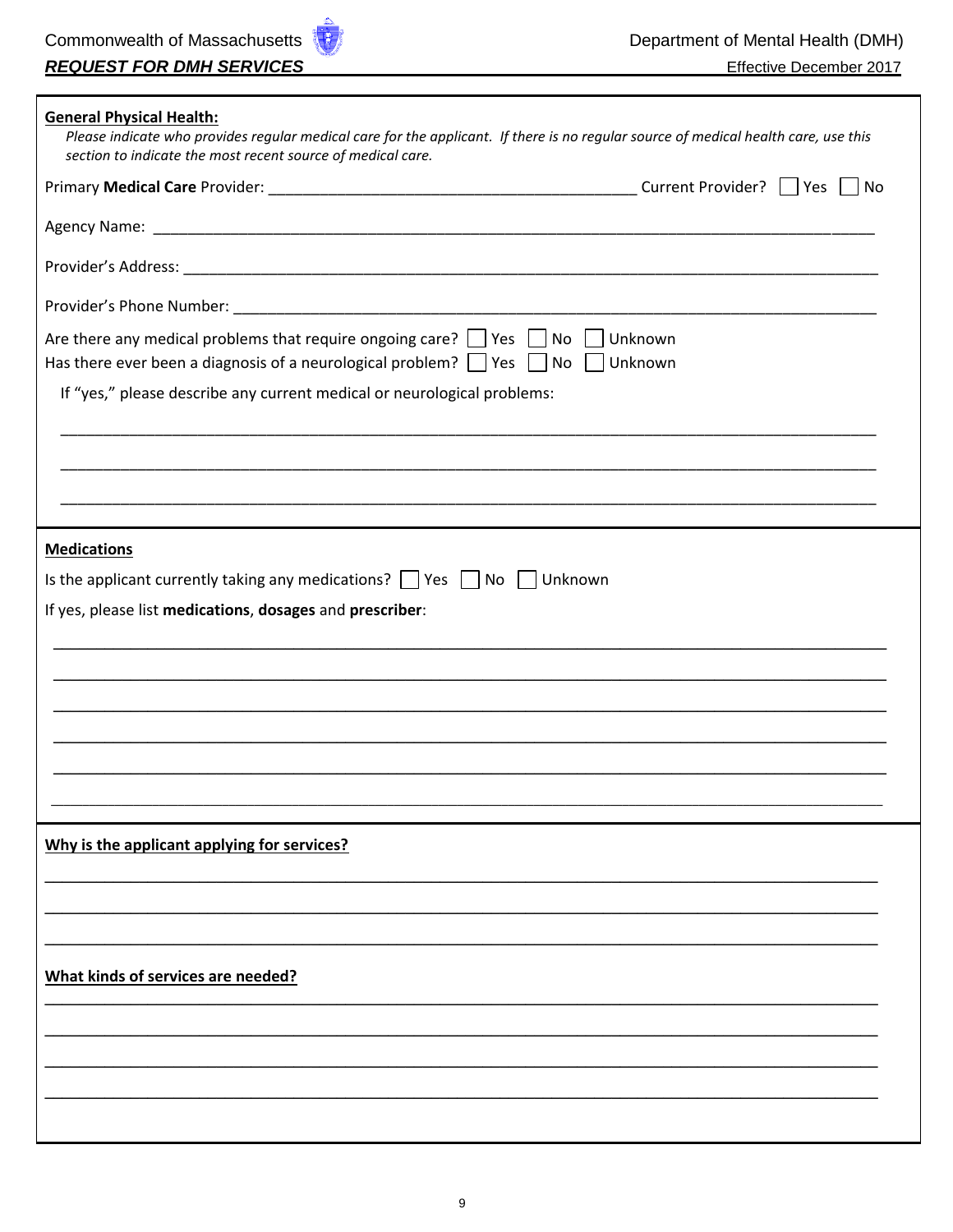**General Physical Health:**

*Please indicate who provides regular medical care for the applicant. If there is no regular source of medical health care, use this section to indicate the most recent source of medical care.*

Primary **Medical Care** Provider: ___________________________________________ Current Provider? ☐ Yes ☐ No

Agency Name: ___________________________________________________________________________________

Provider's Address: _______________________________________________________________________________

Provider's Phone Number: __________________________________________________________________________

Are there any medical problems that require ongoing care? ☐ Yes ☐ No ☐ Unknown

Has there ever been a diagnosis of a neurological problem? ☐ Yes ☐ No ☐ Unknown

If "yes," please describe any current medical or neurological problems:

_______________________________________________________________________________________________

_______________________________________________________________________________________________

_______________________________________________________________________________________________

**Medications**

Is the applicant currently taking any medications? ☐ Yes ☐ No ☐ Unknown

If yes, please list **medications**, **dosages** and **prescriber**:

_______________________________________________________________________________________________

_______________________________________________________________________________________________

_______________________________________________________________________________________________

_______________________________________________________________________________________________

_______________________________________________________________________________________________

_______________________________________________________________________________________________

**Why is the applicant applying for services?**

_______________________________________________________________________________________________

_______________________________________________________________________________________________

_______________________________________________________________________________________________

**What kinds of services are needed?**

_______________________________________________________________________________________________

_______________________________________________________________________________________________

_______________________________________________________________________________________________

_______________________________________________________________________________________________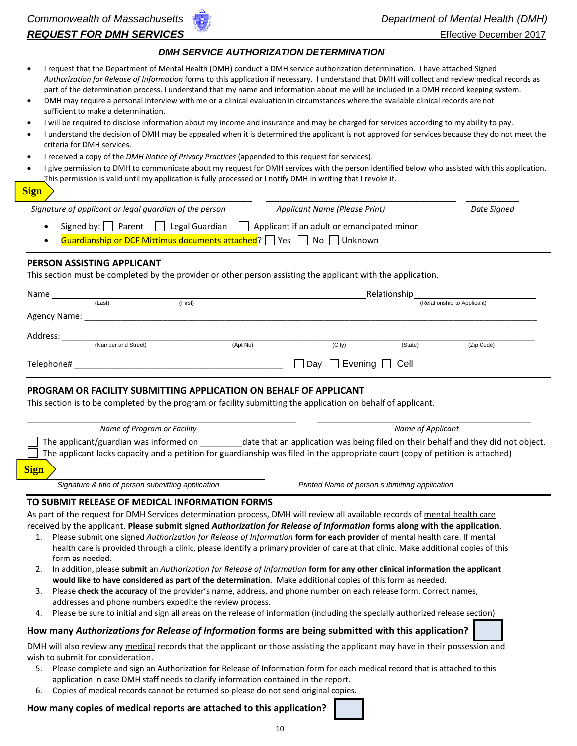Commonwealth of Massachusetts — Department of Mental Health (DMH)

**REQUEST FOR DMH SERVICES** — Effective December 2017

### *DMH SERVICE AUTHORIZATION DETERMINATION*

- I request that the Department of Mental Health (DMH) conduct a DMH service authorization determination. I have attached Signed *Authorization for Release of Information* forms to this application if necessary. I understand that DMH will collect and review medical records as part of the determination process. I understand that my name and information about me will be included in a DMH record keeping system.
- DMH may require a personal interview with me or a clinical evaluation in circumstances where the available clinical records are not sufficient to make a determination.
- I will be required to disclose information about my income and insurance and may be charged for services according to my ability to pay.
- I understand the decision of DMH may be appealed when it is determined the applicant is not approved for services because they do not meet the criteria for DMH services.
- I received a copy of the *DMH Notice of Privacy Practices* (appended to this request for services).
- I give permission to DMH to communicate about my request for DMH services with the person identified below who assisted with this application. This permission is valid until my application is fully processed or I notify DMH in writing that I revoke it.

**Sign**

_______________________________ &nbsp; _______________________________ &nbsp; ___________

*Signature of applicant or legal guardian of the person* &nbsp; *Applicant Name (Please Print)* &nbsp; *Date Signed*

- Signed by: ☐ Parent ☐ Legal Guardian ☐ Applicant if an adult or emancipated minor
- Guardianship or DCF Mittimus documents attached? ☐ Yes ☐ No ☐ Unknown

## PERSON ASSISTING APPLICANT

This section must be completed by the provider or other person assisting the applicant with the application.

Name ______________________________ (Last) (First) &nbsp; Relationship ____________________ (Relationship to Applicant)

Agency Name: ______________________________________________

Address: ______________________________________________
(Number and Street) (Apt No) (City) (State) (Zip Code)

Telephone# ______________________ ☐ Day ☐ Evening ☐ Cell

## PROGRAM OR FACILITY SUBMITTING APPLICATION ON BEHALF OF APPLICANT

This section is to be completed by the program or facility submitting the application on behalf of applicant.

_______________________________ &nbsp; _______________________________

*Name of Program or Facility* &nbsp; *Name of Applicant*

☐ The applicant/guardian was informed on _________date that an application was being filed on their behalf and they did not object.

☐ The applicant lacks capacity and a petition for guardianship was filed in the appropriate court (copy of petition is attached)

**Sign**

_______________________________ &nbsp; _______________________________

*Signature & title of person submitting application* &nbsp; *Printed Name of person submitting application*

## TO SUBMIT RELEASE OF MEDICAL INFORMATION FORMS

As part of the request for DMH Services determination process, DMH will review all available records of mental health care received by the applicant. **Please submit signed *Authorization for Release of Information* forms along with the application**.

1. Please submit one signed *Authorization for Release of Information* **form for each provider** of mental health care. If mental health care is provided through a clinic, please identify a primary provider of care at that clinic. Make additional copies of this form as needed.
2. In addition, please **submit** an *Authorization for Release of Information* **form for any other clinical information the applicant would like to have considered as part of the determination**. Make additional copies of this form as needed.
3. Please **check the accuracy** of the provider's name, address, and phone number on each release form. Correct names, addresses and phone numbers expedite the review process.
4. Please be sure to initial and sign all areas on the release of information (including the specially authorized release section)

**How many *Authorizations for Release of Information* forms are being submitted with this application?** ☐

DMH will also review any medical records that the applicant or those assisting the applicant may have in their possession and wish to submit for consideration.

5. Please complete and sign an Authorization for Release of Information form for each medical record that is attached to this application in case DMH staff needs to clarify information contained in the report.
6. Copies of medical records cannot be returned so please do not send original copies.

**How many copies of medical reports are attached to this application?** ☐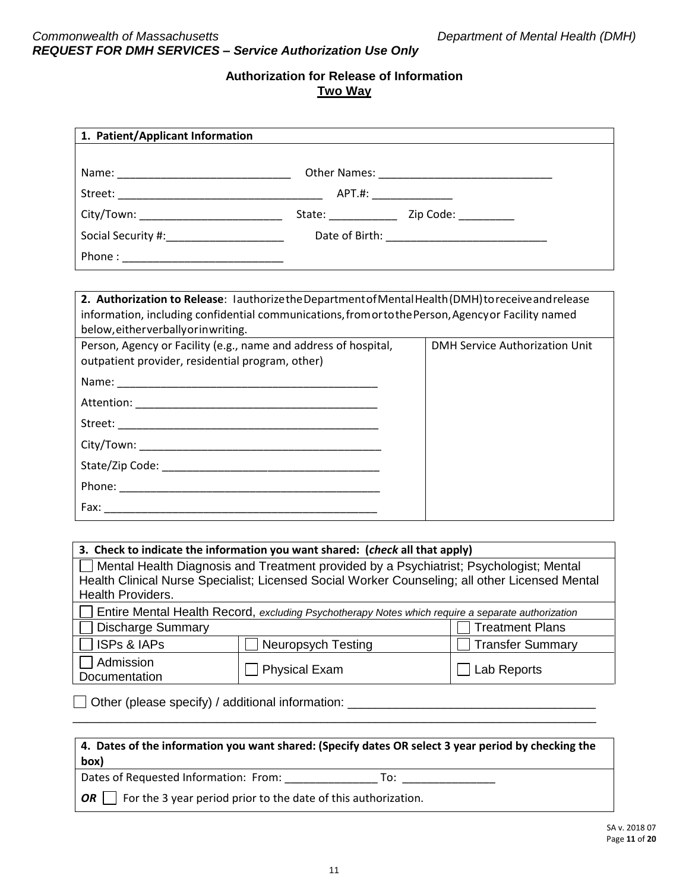*Commonwealth of Massachusetts* *Department of Mental Health (DMH)*
***REQUEST FOR DMH SERVICES – Service Authorization Use Only***

## Authorization for Release of Information
## <u>Two Way</u>

| **1. Patient/Applicant Information** |
|---|
| Name: ____________________________ Other Names: ____________________________ |
| Street: _________________________________ APT.#: _____________ |
| City/Town: _______________________ State: ___________ Zip Code: _________ |
| Social Security #:___________________ Date of Birth: __________________________ |
| Phone : __________________________ |

| **2. Authorization to Release**: I authorize the Department of Mental Health (DMH) to receive and release information, including confidential communications, from or to the Person, Agency or Facility named below, either verbally or in writing. | |
|---|---|
| Person, Agency or Facility (e.g., name and address of hospital, outpatient provider, residential program, other) | DMH Service Authorization Unit |
| Name: ___________________________________________ | |
| Attention: ________________________________________ | |
| Street: ___________________________________________ | |
| City/Town: ________________________________________ | |
| State/Zip Code: ____________________________________ | |
| Phone: ___________________________________________ | |
| Fax: _____________________________________________ | |

| **3. Check to indicate the information you want shared: (*check* all that apply)** | | |
|---|---|---|
| ☐ Mental Health Diagnosis and Treatment provided by a Psychiatrist; Psychologist; Mental Health Clinical Nurse Specialist; Licensed Social Worker Counseling; all other Licensed Mental Health Providers. | | |
| ☐ Entire Mental Health Record, *excluding Psychotherapy Notes which require a separate authorization* | | |
| ☐ Discharge Summary | | ☐ Treatment Plans |
| ☐ ISPs & IAPs | ☐ Neuropsych Testing | ☐ Transfer Summary |
| ☐ Admission Documentation | ☐ Physical Exam | ☐ Lab Reports |

☐ Other (please specify) / additional information: ____________________________________
________________________________________________________________________________

| **4. Dates of the information you want shared: (Specify dates OR select 3 year period by checking the box)** |
|---|
| Dates of Requested Information: From: _______________ To: _______________ |
| ***OR*** ☐ For the 3 year period prior to the date of this authorization. |

SA v. 2018 07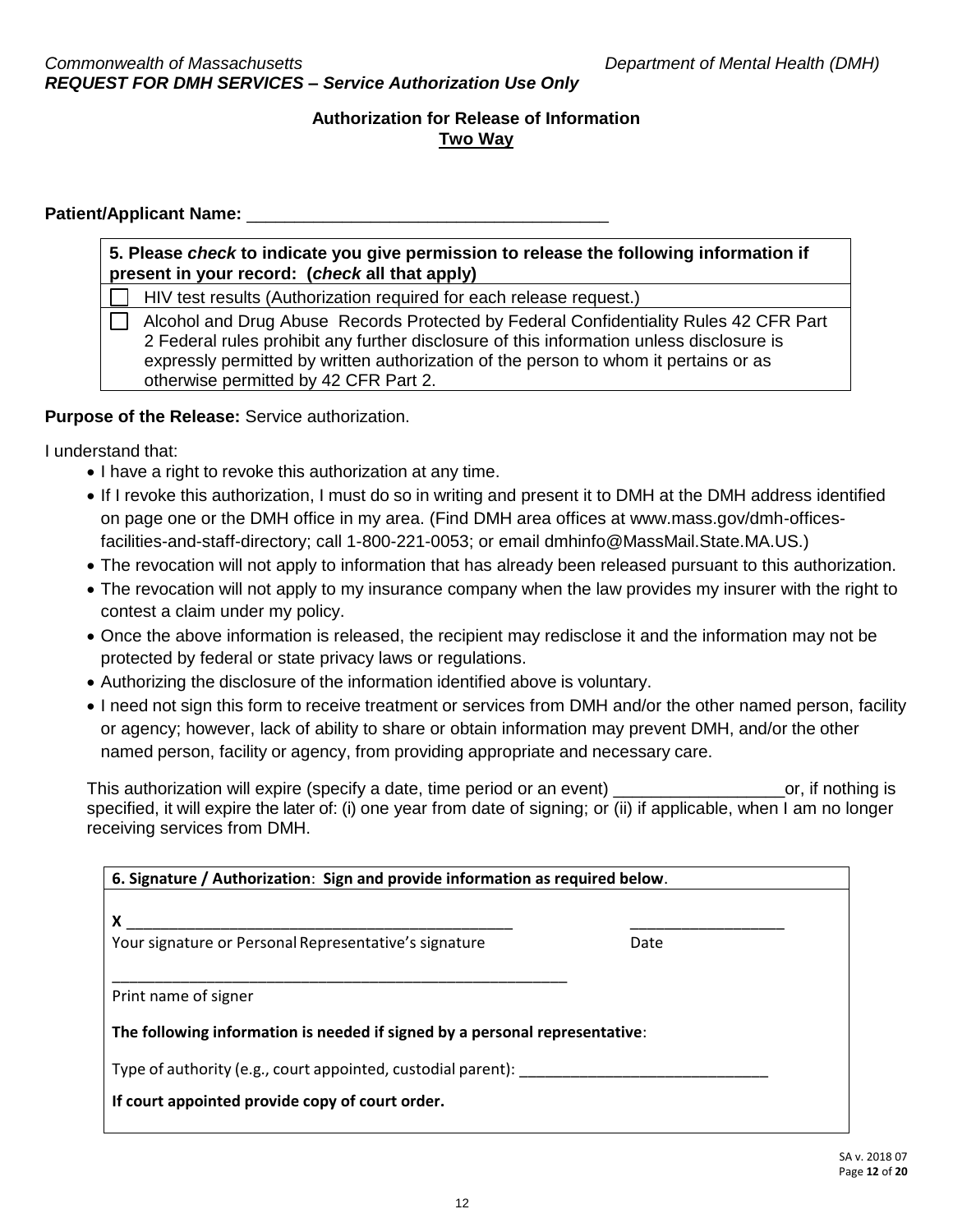*Commonwealth of Massachusetts* *Department of Mental Health (DMH)*

***REQUEST FOR DMH SERVICES – Service Authorization Use Only***

## Authorization for Release of Information

### Two Way

**Patient/Applicant Name:** ______________________________________

| **5. Please *check* to indicate you give permission to release the following information if present in your record: (*check* all that apply)** |
|---|
| ☐ HIV test results (Authorization required for each release request.) |
| ☐ Alcohol and Drug Abuse Records Protected by Federal Confidentiality Rules 42 CFR Part 2 Federal rules prohibit any further disclosure of this information unless disclosure is expressly permitted by written authorization of the person to whom it pertains or as otherwise permitted by 42 CFR Part 2. |

**Purpose of the Release:** Service authorization.

I understand that:

- I have a right to revoke this authorization at any time.
- If I revoke this authorization, I must do so in writing and present it to DMH at the DMH address identified on page one or the DMH office in my area. (Find DMH area offices at www.mass.gov/dmh-offices-facilities-and-staff-directory; call 1-800-221-0053; or email dmhinfo@MassMail.State.MA.US.)
- The revocation will not apply to information that has already been released pursuant to this authorization.
- The revocation will not apply to my insurance company when the law provides my insurer with the right to contest a claim under my policy.
- Once the above information is released, the recipient may redisclose it and the information may not be protected by federal or state privacy laws or regulations.
- Authorizing the disclosure of the information identified above is voluntary.
- I need not sign this form to receive treatment or services from DMH and/or the other named person, facility or agency; however, lack of ability to share or obtain information may prevent DMH, and/or the other named person, facility or agency, from providing appropriate and necessary care.

This authorization will expire (specify a date, time period or an event) __________________or, if nothing is specified, it will expire the later of: (i) one year from date of signing; or (ii) if applicable, when I am no longer receiving services from DMH.

**6. Signature / Authorization**: **Sign and provide information as required below**.

**X** ______________________________________________ __________________

Your signature or Personal Representative's signature Date

_______________________________________________________

Print name of signer

**The following information is needed if signed by a personal representative**:

Type of authority (e.g., court appointed, custodial parent): ______________________________

**If court appointed provide copy of court order.**

SA v. 2018 07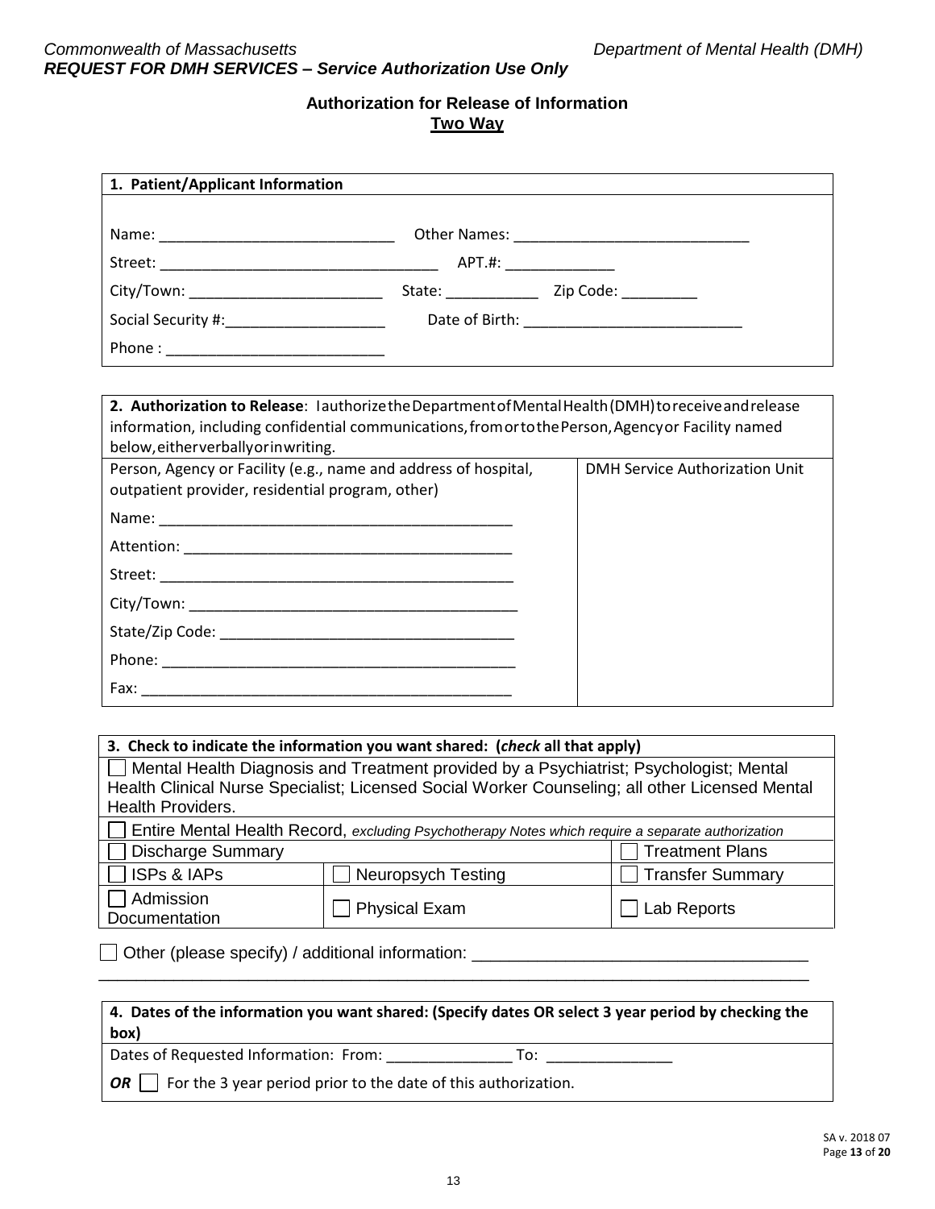*Commonwealth of Massachusetts* *Department of Mental Health (DMH)*

***REQUEST FOR DMH SERVICES – Service Authorization Use Only***

## Authorization for Release of Information

**Two Way**

| **1. Patient/Applicant Information** | |
|---|---|
| Name: ____________________________ | Other Names: ____________________________ |
| Street: _________________________________ | APT.#: _____________ |
| City/Town: _______________________ | State: ___________ Zip Code: _________ |
| Social Security #:___________________ | Date of Birth: __________________________ |
| Phone : __________________________ | |

| **2. Authorization to Release**: I authorize the Department of Mental Health (DMH) to receive and release information, including confidential communications, from or to the Person, Agency or Facility named below, either verbally or in writing. | |
|---|---|
| Person, Agency or Facility (e.g., name and address of hospital, outpatient provider, residential program, other) | DMH Service Authorization Unit |
| Name: ___________________________________________ | |
| Attention: ________________________________________ | |
| Street: ___________________________________________ | |
| City/Town: ________________________________________ | |
| State/Zip Code: ____________________________________ | |
| Phone: ___________________________________________ | |
| Fax: _____________________________________________ | |

| **3. Check to indicate the information you want shared: (*check* all that apply)** | | |
|---|---|---|
| ☐ Mental Health Diagnosis and Treatment provided by a Psychiatrist; Psychologist; Mental Health Clinical Nurse Specialist; Licensed Social Worker Counseling; all other Licensed Mental Health Providers. | | |
| ☐ Entire Mental Health Record, *excluding Psychotherapy Notes which require a separate authorization* | | |
| ☐ Discharge Summary | | ☐ Treatment Plans |
| ☐ ISPs & IAPs | ☐ Neuropsych Testing | ☐ Transfer Summary |
| ☐ Admission Documentation | ☐ Physical Exam | ☐ Lab Reports |

☐ Other (please specify) / additional information: ____________________________________

_____________________________________________________________________________

| **4. Dates of the information you want shared: (Specify dates OR select 3 year period by checking the box)** |
|---|
| Dates of Requested Information: From: _______________ To: _______________ |
| ***OR*** ☐ For the 3 year period prior to the date of this authorization. |

SA v. 2018 07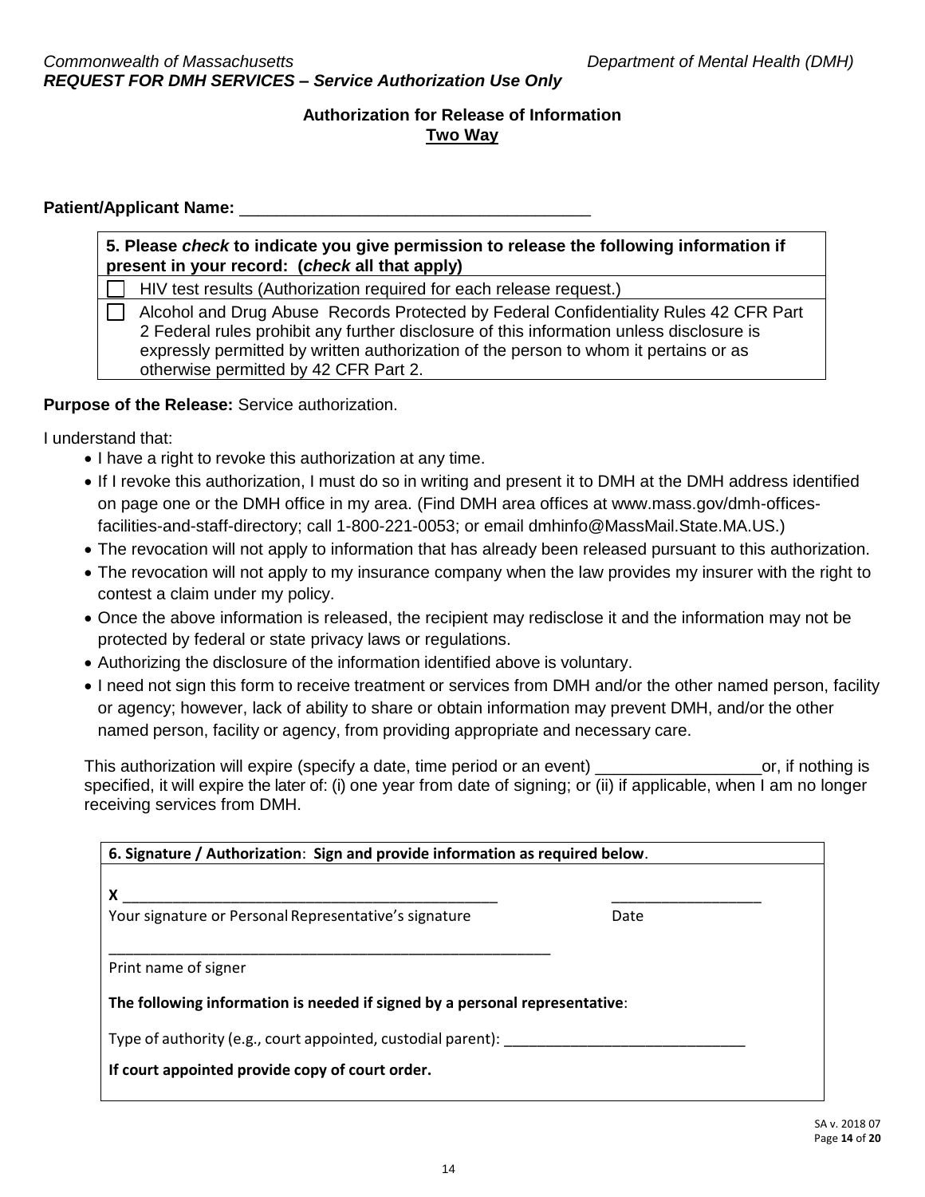*Commonwealth of Massachusetts* *Department of Mental Health (DMH)*
***REQUEST FOR DMH SERVICES – Service Authorization Use Only***

**Authorization for Release of Information**
**Two Way**

**Patient/Applicant Name:** ______________________________________

**5. Please *check* to indicate you give permission to release the following information if present in your record: (*check* all that apply)**

- ☐ HIV test results (Authorization required for each release request.)
- ☐ Alcohol and Drug Abuse Records Protected by Federal Confidentiality Rules 42 CFR Part 2 Federal rules prohibit any further disclosure of this information unless disclosure is expressly permitted by written authorization of the person to whom it pertains or as otherwise permitted by 42 CFR Part 2.

**Purpose of the Release:** Service authorization.

I understand that:

- I have a right to revoke this authorization at any time.
- If I revoke this authorization, I must do so in writing and present it to DMH at the DMH address identified on page one or the DMH office in my area. (Find DMH area offices at www.mass.gov/dmh-offices-facilities-and-staff-directory; call 1-800-221-0053; or email dmhinfo@MassMail.State.MA.US.)
- The revocation will not apply to information that has already been released pursuant to this authorization.
- The revocation will not apply to my insurance company when the law provides my insurer with the right to contest a claim under my policy.
- Once the above information is released, the recipient may redisclose it and the information may not be protected by federal or state privacy laws or regulations.
- Authorizing the disclosure of the information identified above is voluntary.
- I need not sign this form to receive treatment or services from DMH and/or the other named person, facility or agency; however, lack of ability to share or obtain information may prevent DMH, and/or the other named person, facility or agency, from providing appropriate and necessary care.

This authorization will expire (specify a date, time period or an event) __________________or, if nothing is specified, it will expire the later of: (i) one year from date of signing; or (ii) if applicable, when I am no longer receiving services from DMH.

**6. Signature / Authorization**: **Sign and provide information as required below**.

**X** ______________________________________________ __________________
Your signature or Personal Representative's signature Date

________________________________________________________
Print name of signer

**The following information is needed if signed by a personal representative**:

Type of authority (e.g., court appointed, custodial parent): ______________________________

**If court appointed provide copy of court order.**

SA v. 2018 07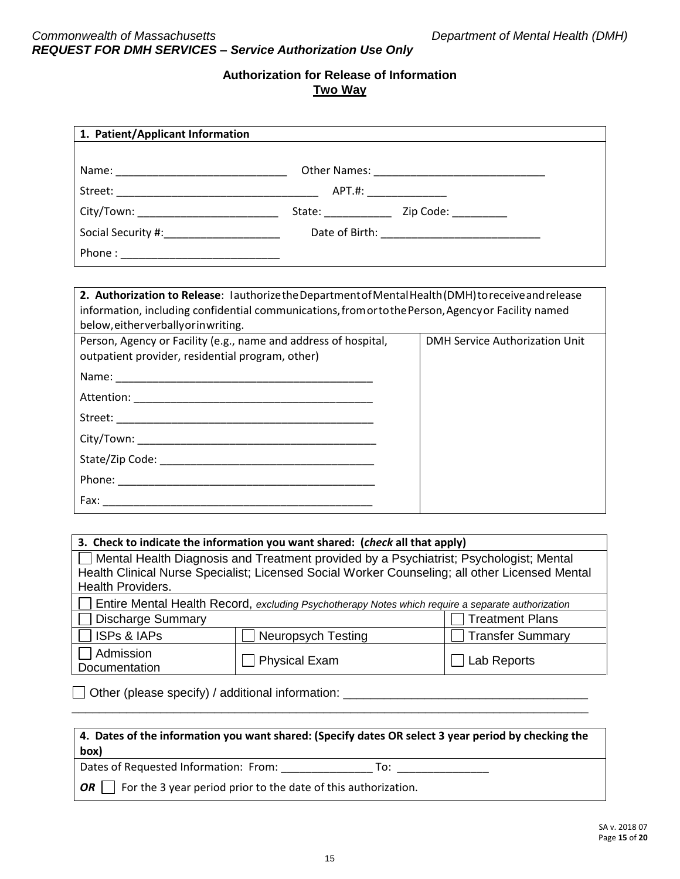*Commonwealth of Massachusetts* *Department of Mental Health (DMH)*
***REQUEST FOR DMH SERVICES – Service Authorization Use Only***

## Authorization for Release of Information
**Two Way**

**1. Patient/Applicant Information**

Name: ____________________________ Other Names: ____________________________

Street: _________________________________ APT.#: _____________

City/Town: _______________________ State: ___________ Zip Code: _________

Social Security #:___________________ Date of Birth: __________________________

Phone : __________________________

**2. Authorization to Release**: I authorize the Department of Mental Health (DMH) to receive and release information, including confidential communications, from or to the Person, Agency or Facility named below, either verbally or in writing.

| Person, Agency or Facility (e.g., name and address of hospital, outpatient provider, residential program, other) | DMH Service Authorization Unit |
| --- | --- |
| Name: ___________________________________________ | |
| Attention: ________________________________________ | |
| Street: ___________________________________________ | |
| City/Town: ________________________________________ | |
| State/Zip Code: ____________________________________ | |
| Phone: ___________________________________________ | |
| Fax: _____________________________________________ | |

**3. Check to indicate the information you want shared: (*check* all that apply)**

☐ Mental Health Diagnosis and Treatment provided by a Psychiatrist; Psychologist; Mental Health Clinical Nurse Specialist; Licensed Social Worker Counseling; all other Licensed Mental Health Providers.

☐ Entire Mental Health Record, *excluding Psychotherapy Notes which require a separate authorization*

| | | |
| --- | --- | --- |
| ☐ Discharge Summary | | ☐ Treatment Plans |
| ☐ ISPs & IAPs | ☐ Neuropsych Testing | ☐ Transfer Summary |
| ☐ Admission Documentation | ☐ Physical Exam | ☐ Lab Reports |

☐ Other (please specify) / additional information: ____________________________________
_____________________________________________________________________________

**4. Dates of the information you want shared: (Specify dates OR select 3 year period by checking the box)**

Dates of Requested Information: From: _______________ To: _______________

***OR*** ☐ For the 3 year period prior to the date of this authorization.

SA v. 2018 07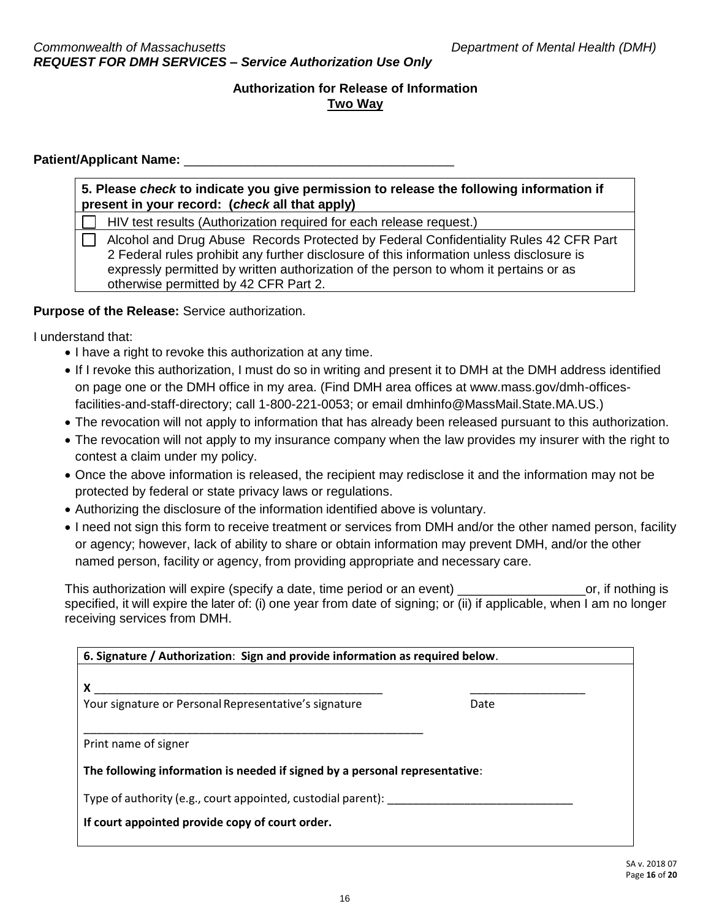*Commonwealth of Massachusetts* *Department of Mental Health (DMH)*
***REQUEST FOR DMH SERVICES – Service Authorization Use Only***

## Authorization for Release of Information
**Two Way**

**Patient/Applicant Name:** ______________________________________

| **5. Please *check* to indicate you give permission to release the following information if present in your record: (*check* all that apply)** |
|---|
| ☐ HIV test results (Authorization required for each release request.) |
| ☐ Alcohol and Drug Abuse Records Protected by Federal Confidentiality Rules 42 CFR Part 2 Federal rules prohibit any further disclosure of this information unless disclosure is expressly permitted by written authorization of the person to whom it pertains or as otherwise permitted by 42 CFR Part 2. |

**Purpose of the Release:** Service authorization.

I understand that:

- I have a right to revoke this authorization at any time.
- If I revoke this authorization, I must do so in writing and present it to DMH at the DMH address identified on page one or the DMH office in my area. (Find DMH area offices at www.mass.gov/dmh-offices-facilities-and-staff-directory; call 1-800-221-0053; or email dmhinfo@MassMail.State.MA.US.)
- The revocation will not apply to information that has already been released pursuant to this authorization.
- The revocation will not apply to my insurance company when the law provides my insurer with the right to contest a claim under my policy.
- Once the above information is released, the recipient may redisclose it and the information may not be protected by federal or state privacy laws or regulations.
- Authorizing the disclosure of the information identified above is voluntary.
- I need not sign this form to receive treatment or services from DMH and/or the other named person, facility or agency; however, lack of ability to share or obtain information may prevent DMH, and/or the other named person, facility or agency, from providing appropriate and necessary care.

This authorization will expire (specify a date, time period or an event) __________________or, if nothing is specified, it will expire the later of: (i) one year from date of signing; or (ii) if applicable, when I am no longer receiving services from DMH.

**6. Signature / Authorization**: **Sign and provide information as required below**.

**X** ______________________________________________ __________________
Your signature or Personal Representative's signature Date

________________________________________________________
Print name of signer

**The following information is needed if signed by a personal representative**:

Type of authority (e.g., court appointed, custodial parent): ______________________________

**If court appointed provide copy of court order.**

SA v. 2018 07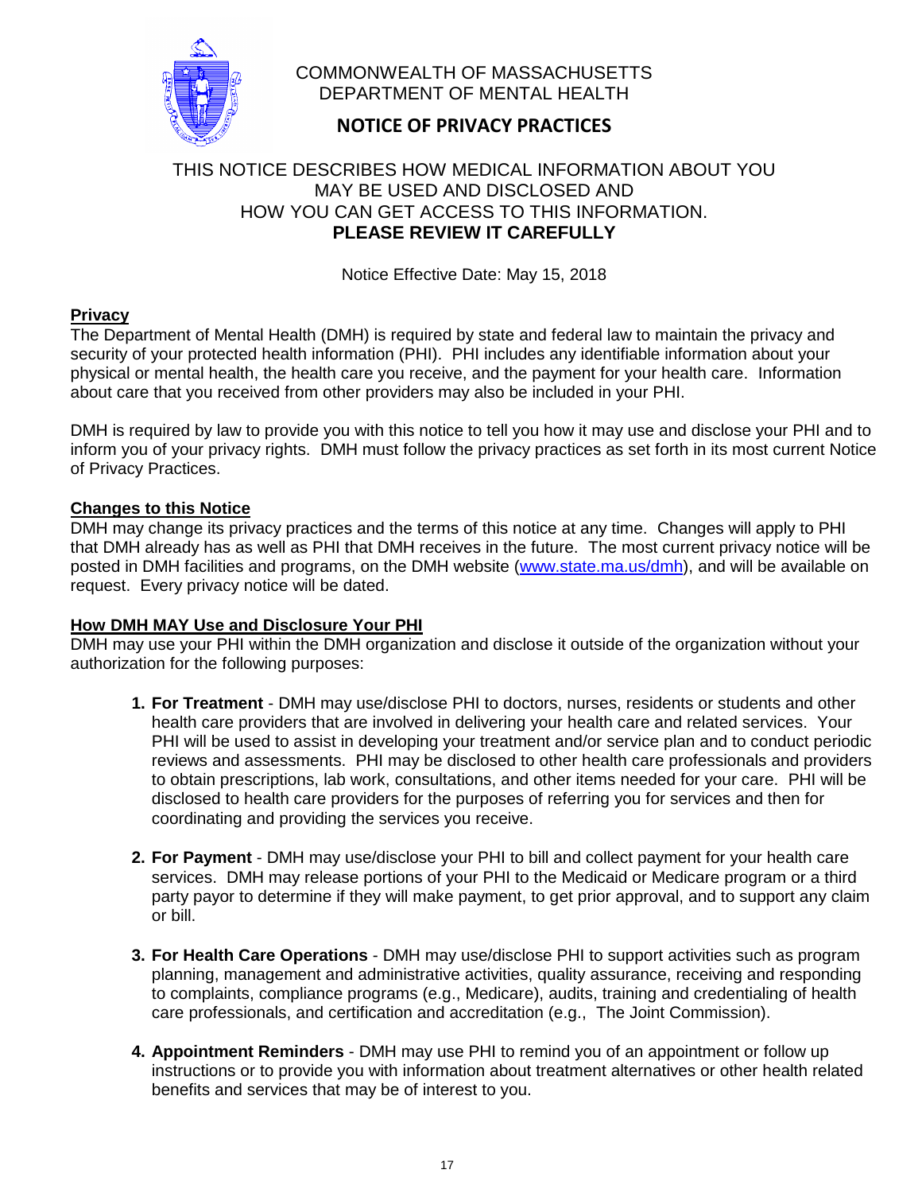COMMONWEALTH OF MASSACHUSETTS
DEPARTMENT OF MENTAL HEALTH

# NOTICE OF PRIVACY PRACTICES

THIS NOTICE DESCRIBES HOW MEDICAL INFORMATION ABOUT YOU MAY BE USED AND DISCLOSED AND HOW YOU CAN GET ACCESS TO THIS INFORMATION.
**PLEASE REVIEW IT CAREFULLY**

Notice Effective Date: May 15, 2018

## Privacy

The Department of Mental Health (DMH) is required by state and federal law to maintain the privacy and security of your protected health information (PHI). PHI includes any identifiable information about your physical or mental health, the health care you receive, and the payment for your health care. Information about care that you received from other providers may also be included in your PHI.

DMH is required by law to provide you with this notice to tell you how it may use and disclose your PHI and to inform you of your privacy rights. DMH must follow the privacy practices as set forth in its most current Notice of Privacy Practices.

## Changes to this Notice

DMH may change its privacy practices and the terms of this notice at any time. Changes will apply to PHI that DMH already has as well as PHI that DMH receives in the future. The most current privacy notice will be posted in DMH facilities and programs, on the DMH website (www.state.ma.us/dmh), and will be available on request. Every privacy notice will be dated.

## How DMH MAY Use and Disclosure Your PHI

DMH may use your PHI within the DMH organization and disclose it outside of the organization without your authorization for the following purposes:

1. **For Treatment** - DMH may use/disclose PHI to doctors, nurses, residents or students and other health care providers that are involved in delivering your health care and related services. Your PHI will be used to assist in developing your treatment and/or service plan and to conduct periodic reviews and assessments. PHI may be disclosed to other health care professionals and providers to obtain prescriptions, lab work, consultations, and other items needed for your care. PHI will be disclosed to health care providers for the purposes of referring you for services and then for coordinating and providing the services you receive.

2. **For Payment** - DMH may use/disclose your PHI to bill and collect payment for your health care services. DMH may release portions of your PHI to the Medicaid or Medicare program or a third party payor to determine if they will make payment, to get prior approval, and to support any claim or bill.

3. **For Health Care Operations** - DMH may use/disclose PHI to support activities such as program planning, management and administrative activities, quality assurance, receiving and responding to complaints, compliance programs (e.g., Medicare), audits, training and credentialing of health care professionals, and certification and accreditation (e.g., The Joint Commission).

4. **Appointment Reminders** - DMH may use PHI to remind you of an appointment or follow up instructions or to provide you with information about treatment alternatives or other health related benefits and services that may be of interest to you.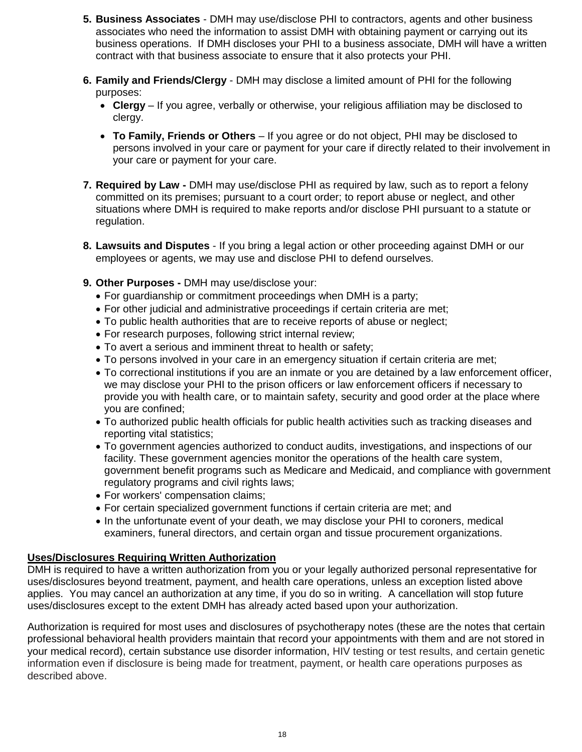5. **Business Associates** - DMH may use/disclose PHI to contractors, agents and other business associates who need the information to assist DMH with obtaining payment or carrying out its business operations. If DMH discloses your PHI to a business associate, DMH will have a written contract with that business associate to ensure that it also protects your PHI.

6. **Family and Friends/Clergy** - DMH may disclose a limited amount of PHI for the following purposes:
   - **Clergy** – If you agree, verbally or otherwise, your religious affiliation may be disclosed to clergy.
   - **To Family, Friends or Others** – If you agree or do not object, PHI may be disclosed to persons involved in your care or payment for your care if directly related to their involvement in your care or payment for your care.

7. **Required by Law -** DMH may use/disclose PHI as required by law, such as to report a felony committed on its premises; pursuant to a court order; to report abuse or neglect, and other situations where DMH is required to make reports and/or disclose PHI pursuant to a statute or regulation.

8. **Lawsuits and Disputes** - If you bring a legal action or other proceeding against DMH or our employees or agents, we may use and disclose PHI to defend ourselves.

9. **Other Purposes -** DMH may use/disclose your:
   - For guardianship or commitment proceedings when DMH is a party;
   - For other judicial and administrative proceedings if certain criteria are met;
   - To public health authorities that are to receive reports of abuse or neglect;
   - For research purposes, following strict internal review;
   - To avert a serious and imminent threat to health or safety;
   - To persons involved in your care in an emergency situation if certain criteria are met;
   - To correctional institutions if you are an inmate or you are detained by a law enforcement officer, we may disclose your PHI to the prison officers or law enforcement officers if necessary to provide you with health care, or to maintain safety, security and good order at the place where you are confined;
   - To authorized public health officials for public health activities such as tracking diseases and reporting vital statistics;
   - To government agencies authorized to conduct audits, investigations, and inspections of our facility. These government agencies monitor the operations of the health care system, government benefit programs such as Medicare and Medicaid, and compliance with government regulatory programs and civil rights laws;
   - For workers' compensation claims;
   - For certain specialized government functions if certain criteria are met; and
   - In the unfortunate event of your death, we may disclose your PHI to coroners, medical examiners, funeral directors, and certain organ and tissue procurement organizations.

**Uses/Disclosures Requiring Written Authorization**

DMH is required to have a written authorization from you or your legally authorized personal representative for uses/disclosures beyond treatment, payment, and health care operations, unless an exception listed above applies. You may cancel an authorization at any time, if you do so in writing. A cancellation will stop future uses/disclosures except to the extent DMH has already acted based upon your authorization.

Authorization is required for most uses and disclosures of psychotherapy notes (these are the notes that certain professional behavioral health providers maintain that record your appointments with them and are not stored in your medical record), certain substance use disorder information, HIV testing or test results, and certain genetic information even if disclosure is being made for treatment, payment, or health care operations purposes as described above.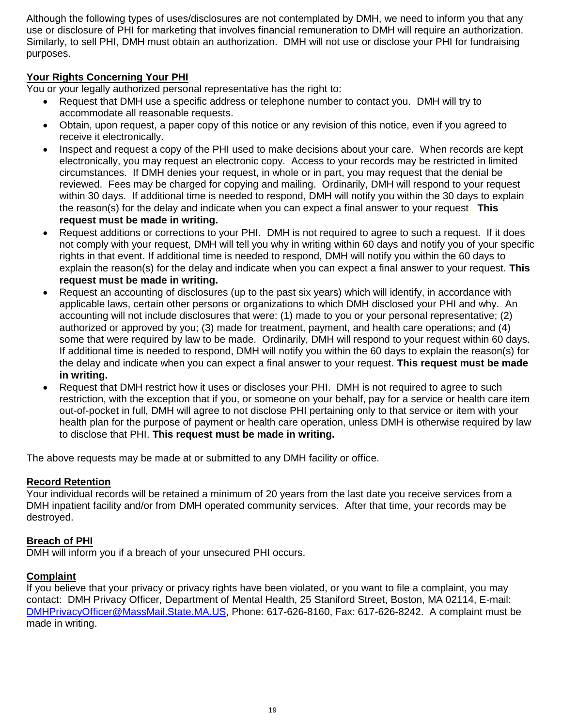Although the following types of uses/disclosures are not contemplated by DMH, we need to inform you that any use or disclosure of PHI for marketing that involves financial remuneration to DMH will require an authorization. Similarly, to sell PHI, DMH must obtain an authorization. DMH will not use or disclose your PHI for fundraising purposes.

## Your Rights Concerning Your PHI

You or your legally authorized personal representative has the right to:

- Request that DMH use a specific address or telephone number to contact you. DMH will try to accommodate all reasonable requests.
- Obtain, upon request, a paper copy of this notice or any revision of this notice, even if you agreed to receive it electronically.
- Inspect and request a copy of the PHI used to make decisions about your care. When records are kept electronically, you may request an electronic copy. Access to your records may be restricted in limited circumstances. If DMH denies your request, in whole or in part, you may request that the denial be reviewed. Fees may be charged for copying and mailing. Ordinarily, DMH will respond to your request within 30 days. If additional time is needed to respond, DMH will notify you within the 30 days to explain the reason(s) for the delay and indicate when you can expect a final answer to your request. **This request must be made in writing.**
- Request additions or corrections to your PHI. DMH is not required to agree to such a request. If it does not comply with your request, DMH will tell you why in writing within 60 days and notify you of your specific rights in that event. If additional time is needed to respond, DMH will notify you within the 60 days to explain the reason(s) for the delay and indicate when you can expect a final answer to your request. **This request must be made in writing.**
- Request an accounting of disclosures (up to the past six years) which will identify, in accordance with applicable laws, certain other persons or organizations to which DMH disclosed your PHI and why. An accounting will not include disclosures that were: (1) made to you or your personal representative; (2) authorized or approved by you; (3) made for treatment, payment, and health care operations; and (4) some that were required by law to be made. Ordinarily, DMH will respond to your request within 60 days. If additional time is needed to respond, DMH will notify you within the 60 days to explain the reason(s) for the delay and indicate when you can expect a final answer to your request. **This request must be made in writing.**
- Request that DMH restrict how it uses or discloses your PHI. DMH is not required to agree to such restriction, with the exception that if you, or someone on your behalf, pay for a service or health care item out-of-pocket in full, DMH will agree to not disclose PHI pertaining only to that service or item with your health plan for the purpose of payment or health care operation, unless DMH is otherwise required by law to disclose that PHI. **This request must be made in writing.**

The above requests may be made at or submitted to any DMH facility or office.

## Record Retention

Your individual records will be retained a minimum of 20 years from the last date you receive services from a DMH inpatient facility and/or from DMH operated community services. After that time, your records may be destroyed.

## Breach of PHI

DMH will inform you if a breach of your unsecured PHI occurs.

## Complaint

If you believe that your privacy or privacy rights have been violated, or you want to file a complaint, you may contact: DMH Privacy Officer, Department of Mental Health, 25 Staniford Street, Boston, MA 02114, E-mail: DMHPrivacyOfficer@MassMail.State.MA.US, Phone: 617-626-8160, Fax: 617-626-8242. A complaint must be made in writing.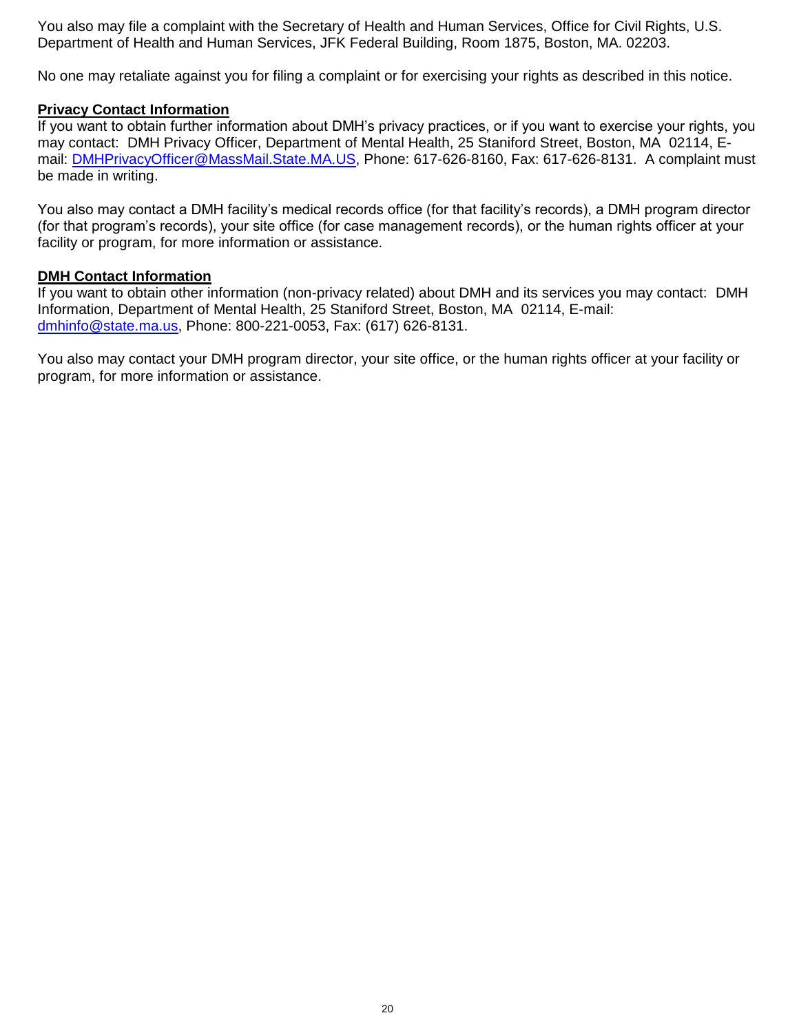You also may file a complaint with the Secretary of Health and Human Services, Office for Civil Rights, U.S. Department of Health and Human Services, JFK Federal Building, Room 1875, Boston, MA. 02203.

No one may retaliate against you for filing a complaint or for exercising your rights as described in this notice.

**Privacy Contact Information**

If you want to obtain further information about DMH's privacy practices, or if you want to exercise your rights, you may contact: DMH Privacy Officer, Department of Mental Health, 25 Staniford Street, Boston, MA 02114, E-mail: DMHPrivacyOfficer@MassMail.State.MA.US, Phone: 617-626-8160, Fax: 617-626-8131. A complaint must be made in writing.

You also may contact a DMH facility's medical records office (for that facility's records), a DMH program director (for that program's records), your site office (for case management records), or the human rights officer at your facility or program, for more information or assistance.

**DMH Contact Information**

If you want to obtain other information (non-privacy related) about DMH and its services you may contact: DMH Information, Department of Mental Health, 25 Staniford Street, Boston, MA 02114, E-mail: dmhinfo@state.ma.us, Phone: 800-221-0053, Fax: (617) 626-8131.

You also may contact your DMH program director, your site office, or the human rights officer at your facility or program, for more information or assistance.